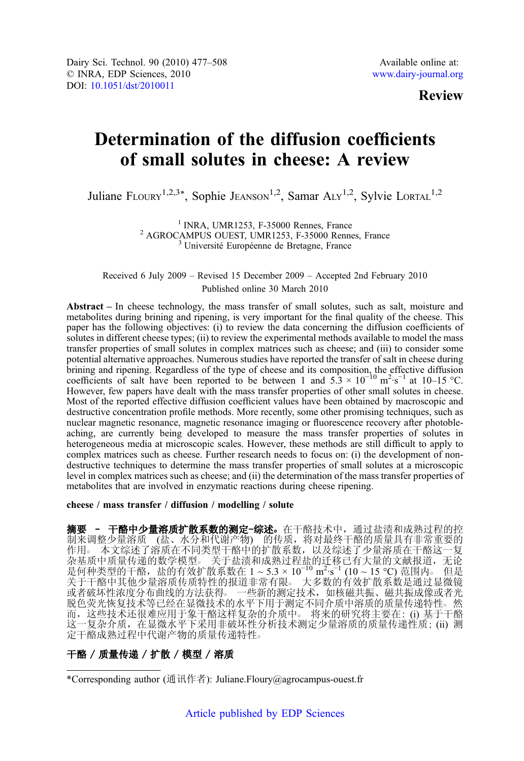Dairy Sci. Technol. 90 (2010) 477–508
© INRA, EDP Sciences, 2010
DOI: 10.1051/dst/2010011

Available online at:
www.dairy-journal.org

**Review**

# Determination of the diffusion coefficients of small solutes in cheese: A review

Juliane Floury[1,2,3*], Sophie Jeanson[1,2], Samar Aly[1,2], Sylvie Lortal[1,2]

[1] INRA, UMR1253, F-35000 Rennes, France
[2] AGROCAMPUS OUEST, UMR1253, F-35000 Rennes, France
[3] Université Européenne de Bretagne, France

Received 6 July 2009 – Revised 15 December 2009 – Accepted 2nd February 2010
Published online 30 March 2010

**Abstract** – In cheese technology, the mass transfer of small solutes, such as salt, moisture and metabolites during brining and ripening, is very important for the final quality of the cheese. This paper has the following objectives: (i) to review the data concerning the diffusion coefficients of solutes in different cheese types; (ii) to review the experimental methods available to model the mass transfer properties of small solutes in complex matrices such as cheese; and (iii) to consider some potential alternative approaches. Numerous studies have reported the transfer of salt in cheese during brining and ripening. Regardless of the type of cheese and its composition, the effective diffusion coefficients of salt have been reported to be between 1 and $5.3 \times 10^{-10}$ $m^2 \cdot s^{-1}$ at 10–15 °C. However, few papers have dealt with the mass transfer properties of other small solutes in cheese. Most of the reported effective diffusion coefficient values have been obtained by macroscopic and destructive concentration profile methods. More recently, some other promising techniques, such as nuclear magnetic resonance, magnetic resonance imaging or fluorescence recovery after photobleaching, are currently being developed to measure the mass transfer properties of solutes in heterogeneous media at microscopic scales. However, these methods are still difficult to apply to complex matrices such as cheese. Further research needs to focus on: (i) the development of non-destructive techniques to determine the mass transfer properties of small solutes at a microscopic level in complex matrices such as cheese; and (ii) the determination of the mass transfer properties of metabolites that are involved in enzymatic reactions during cheese ripening.

**cheese / mass transfer / diffusion / modelling / solute**

**摘要 – 干酪中少量溶质扩散系数的测定–综述。**在干酪技术中，通过盐渍和成熟过程的控制来调整少量溶质（盐、水分和代谢产物）的传质，将对最终干酪的质量具有非常重要的作用。本文综述了溶质在不同类型干酪中的扩散系数，以及综述了少量溶质在干酪这一复杂基质中质量传递的数学模型。关于盐渍和成熟过程盐的迁移已有大量的文献报道，无论是何种类型的干酪，盐的有效扩散系数在 1 ~ 5.3 × $10^{-10}$ $m^2 \cdot s^{-1}$ (10 ~ 15 °C) 范围内。但是关于干酪中其他少量溶质传质特性的报道非常有限。大多数的有效扩散系数是通过显微镜或者破坏性浓度分布曲线的方法获得。一些新的测定技术，如核磁共振、磁共振成像或者光脱色荧光恢复技术等已经在显微技术的水平下用于测定不同介质中溶质的质量传递特性。然而，这些技术还很难应用于象干酪这样复杂的介质中。将来的研究将主要在：(i) 基于干酪这一复杂介质，在显微水平下采用非破坏性分析技术测定少量溶质的质量传递特性；(ii) 测定干酪成熟过程中代谢产物的质量传递特性。

**干酪 / 质量传递 / 扩散 / 模型 / 溶质**

*Corresponding author (通讯作者): Juliane.Floury@agrocampus-ouest.fr

Article published by EDP Sciences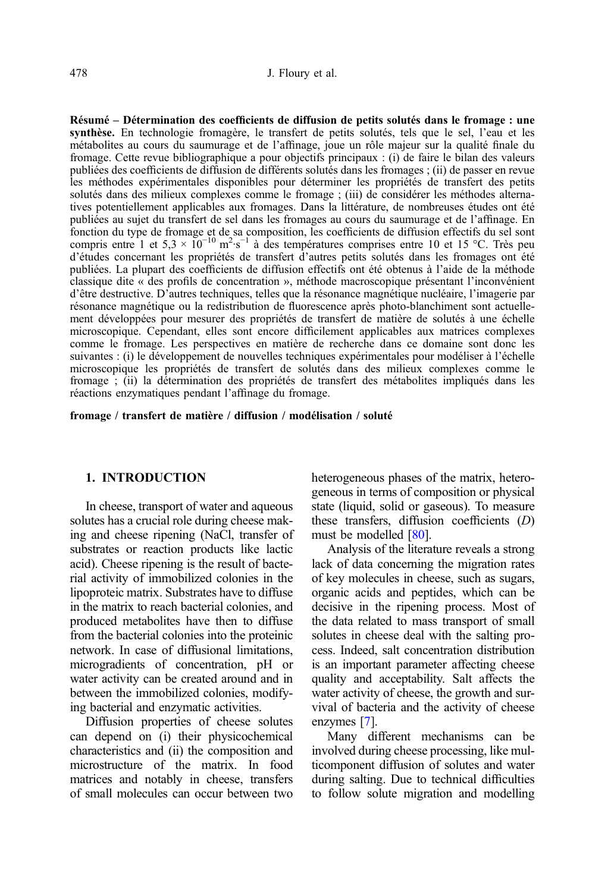**Résumé – Détermination des coefficients de diffusion de petits solutés dans le fromage : une synthèse.** En technologie fromagère, le transfert de petits solutés, tels que le sel, l'eau et les métabolites au cours du saumurage et de l'affinage, joue un rôle majeur sur la qualité finale du fromage. Cette revue bibliographique a pour objectifs principaux : (i) de faire le bilan des valeurs publiées des coefficients de diffusion de différents solutés dans les fromages ; (ii) de passer en revue les méthodes expérimentales disponibles pour déterminer les propriétés de transfert des petits solutés dans des milieux complexes comme le fromage ; (iii) de considérer les méthodes alternatives potentiellement applicables aux fromages. Dans la littérature, de nombreuses études ont été publiées au sujet du transfert de sel dans les fromages au cours du saumurage et de l'affinage. En fonction du type de fromage et de sa composition, les coefficients de diffusion effectifs du sel sont compris entre 1 et $5{,}3 \times 10^{-10}$ $m^2 \cdot s^{-1}$ à des températures comprises entre 10 et 15 °C. Très peu d'études concernant les propriétés de transfert d'autres petits solutés dans les fromages ont été publiées. La plupart des coefficients de diffusion effectifs ont été obtenus à l'aide de la méthode classique dite « des profils de concentration », méthode macroscopique présentant l'inconvénient d'être destructive. D'autres techniques, telles que la résonance magnétique nucléaire, l'imagerie par résonance magnétique ou la redistribution de fluorescence après photo-blanchiment sont actuellement développées pour mesurer des propriétés de transfert de matière de solutés à une échelle microscopique. Cependant, elles sont encore difficilement applicables aux matrices complexes comme le fromage. Les perspectives en matière de recherche dans ce domaine sont donc les suivantes : (i) le développement de nouvelles techniques expérimentales pour modéliser à l'échelle microscopique les propriétés de transfert de solutés dans des milieux complexes comme le fromage ; (ii) la détermination des propriétés de transfert des métabolites impliqués dans les réactions enzymatiques pendant l'affinage du fromage.

**fromage / transfert de matière / diffusion / modélisation / soluté**

## 1. INTRODUCTION

In cheese, transport of water and aqueous solutes has a crucial role during cheese making and cheese ripening (NaCl, transfer of substrates or reaction products like lactic acid). Cheese ripening is the result of bacterial activity of immobilized colonies in the lipoproteic matrix. Substrates have to diffuse in the matrix to reach bacterial colonies, and produced metabolites have then to diffuse from the bacterial colonies into the proteinic network. In case of diffusional limitations, microgradients of concentration, pH or water activity can be created around and in between the immobilized colonies, modifying bacterial and enzymatic activities.

Diffusion properties of cheese solutes can depend on (i) their physicochemical characteristics and (ii) the composition and microstructure of the matrix. In food matrices and notably in cheese, transfers of small molecules can occur between two heterogeneous phases of the matrix, heterogeneous in terms of composition or physical state (liquid, solid or gaseous). To measure these transfers, diffusion coefficients ($D$) must be modelled [80].

Analysis of the literature reveals a strong lack of data concerning the migration rates of key molecules in cheese, such as sugars, organic acids and peptides, which can be decisive in the ripening process. Most of the data related to mass transport of small solutes in cheese deal with the salting process. Indeed, salt concentration distribution is an important parameter affecting cheese quality and acceptability. Salt affects the water activity of cheese, the growth and survival of bacteria and the activity of cheese enzymes [7].

Many different mechanisms can be involved during cheese processing, like multicomponent diffusion of solutes and water during salting. Due to technical difficulties to follow solute migration and modelling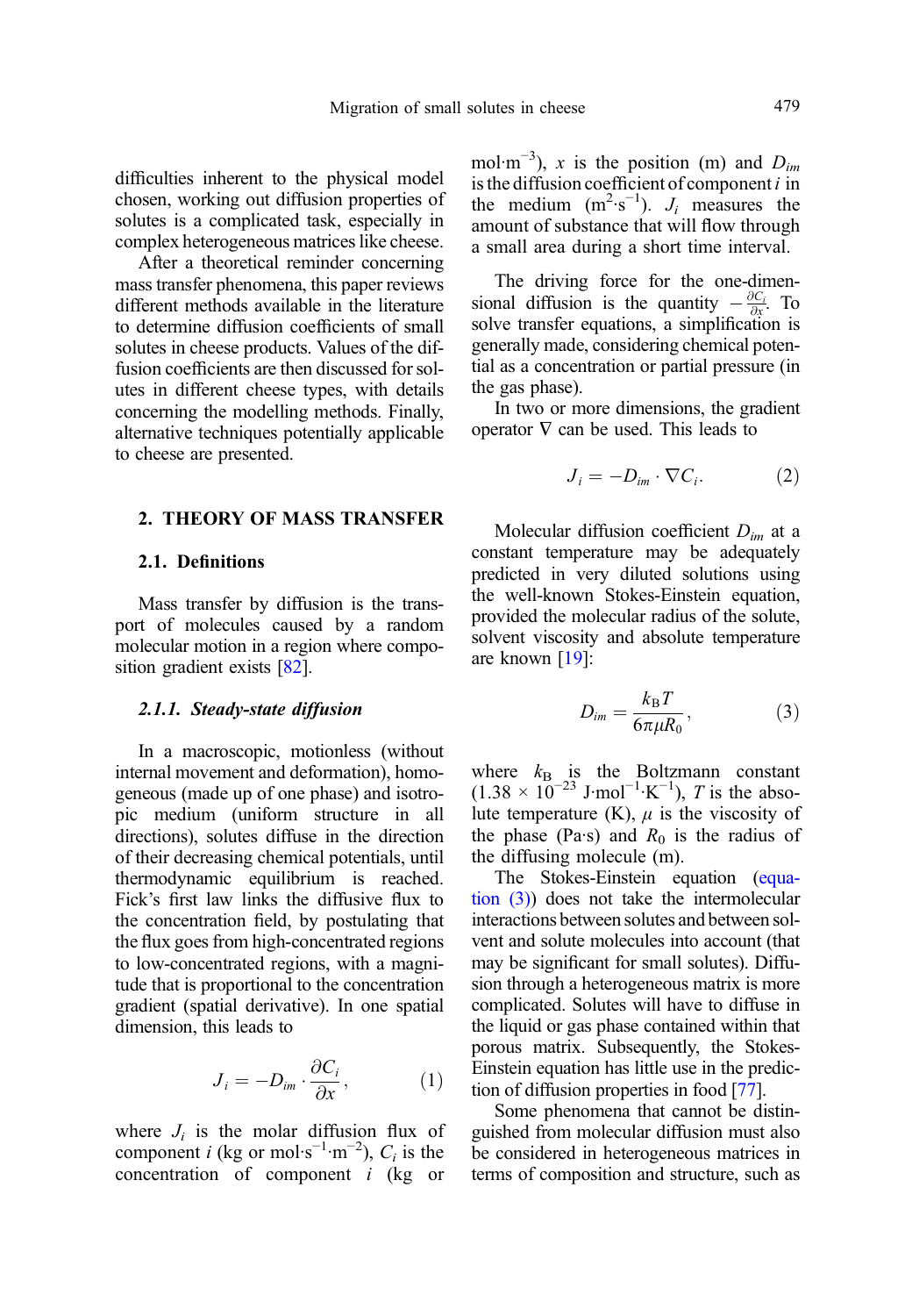difficulties inherent to the physical model chosen, working out diffusion properties of solutes is a complicated task, especially in complex heterogeneous matrices like cheese.

After a theoretical reminder concerning mass transfer phenomena, this paper reviews different methods available in the literature to determine diffusion coefficients of small solutes in cheese products. Values of the diffusion coefficients are then discussed for solutes in different cheese types, with details concerning the modelling methods. Finally, alternative techniques potentially applicable to cheese are presented.

## 2. THEORY OF MASS TRANSFER

### 2.1. Definitions

Mass transfer by diffusion is the transport of molecules caused by a random molecular motion in a region where composition gradient exists [82].

#### *2.1.1. Steady-state diffusion*

In a macroscopic, motionless (without internal movement and deformation), homogeneous (made up of one phase) and isotropic medium (uniform structure in all directions), solutes diffuse in the direction of their decreasing chemical potentials, until thermodynamic equilibrium is reached. Fick's first law links the diffusive flux to the concentration field, by postulating that the flux goes from high-concentrated regions to low-concentrated regions, with a magnitude that is proportional to the concentration gradient (spatial derivative). In one spatial dimension, this leads to

$$J_i = -D_{im} \cdot \frac{\partial C_i}{\partial x}, \qquad (1)$$

where $J_i$ is the molar diffusion flux of component $i$ (kg or mol·s$^{-1}$·m$^{-2}$), $C_i$ is the concentration of component $i$ (kg or mol·m$^{-3}$), $x$ is the position (m) and $D_{im}$ is the diffusion coefficient of component $i$ in the medium (m$^2$·s$^{-1}$). $J_i$ measures the amount of substance that will flow through a small area during a short time interval.

The driving force for the one-dimensional diffusion is the quantity $-\frac{\partial C_i}{\partial x}$. To solve transfer equations, a simplification is generally made, considering chemical potential as a concentration or partial pressure (in the gas phase).

In two or more dimensions, the gradient operator $\nabla$ can be used. This leads to

$$J_i = -D_{im} \cdot \nabla C_i. \qquad (2)$$

Molecular diffusion coefficient $D_{im}$ at a constant temperature may be adequately predicted in very diluted solutions using the well-known Stokes-Einstein equation, provided the molecular radius of the solute, solvent viscosity and absolute temperature are known [19]:

$$D_{im} = \frac{k_B T}{6\pi\mu R_0}, \qquad (3)$$

where $k_B$ is the Boltzmann constant ($1.38 \times 10^{-23}$ J·mol$^{-1}$·K$^{-1}$), $T$ is the absolute temperature (K), $\mu$ is the viscosity of the phase (Pa·s) and $R_0$ is the radius of the diffusing molecule (m).

The Stokes-Einstein equation (equation (3)) does not take the intermolecular interactions between solutes and between solvent and solute molecules into account (that may be significant for small solutes). Diffusion through a heterogeneous matrix is more complicated. Solutes will have to diffuse in the liquid or gas phase contained within that porous matrix. Subsequently, the Stokes-Einstein equation has little use in the prediction of diffusion properties in food [77].

Some phenomena that cannot be distinguished from molecular diffusion must also be considered in heterogeneous matrices in terms of composition and structure, such as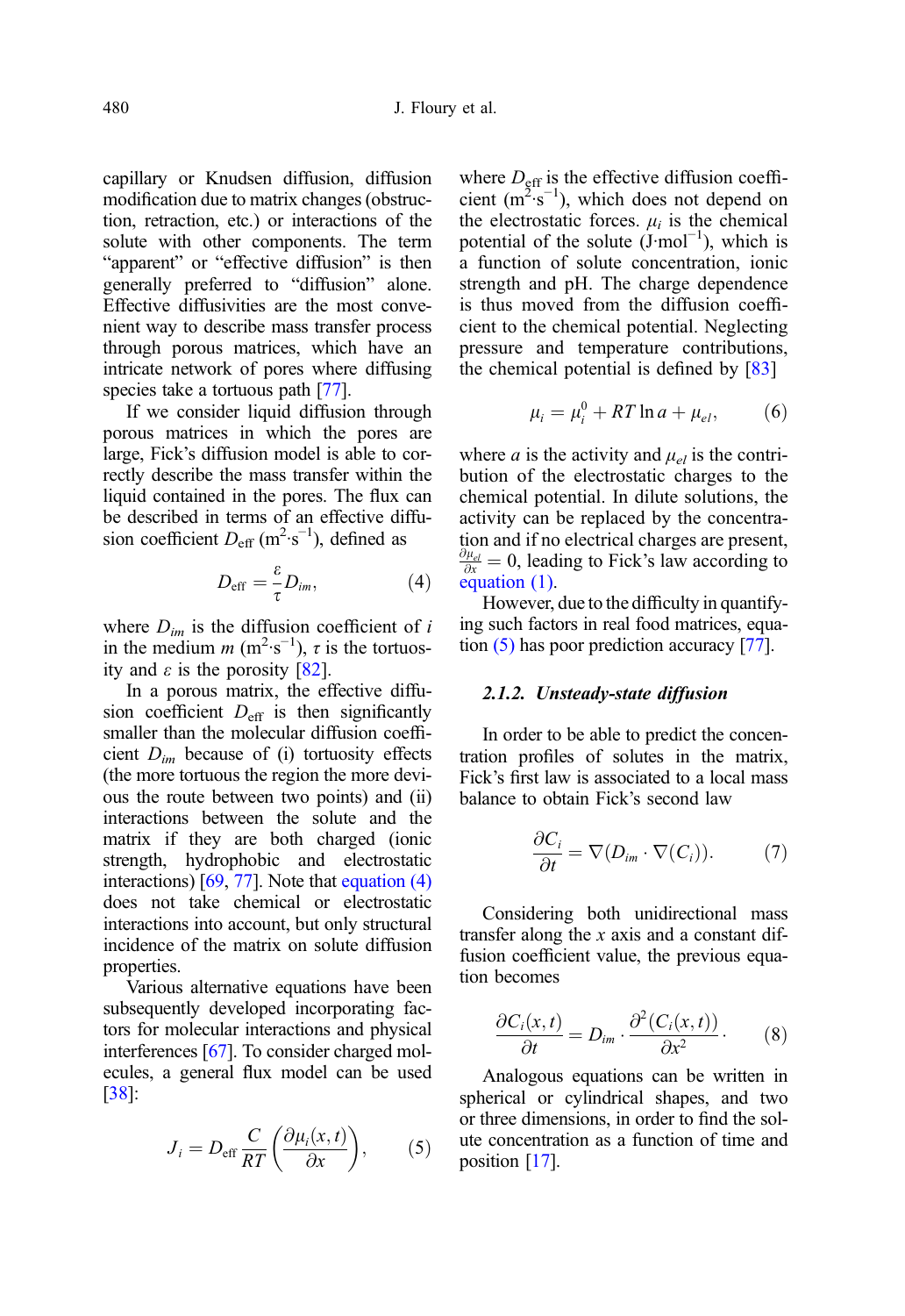capillary or Knudsen diffusion, diffusion modification due to matrix changes (obstruction, retraction, etc.) or interactions of the solute with other components. The term "apparent" or "effective diffusion" is then generally preferred to "diffusion" alone. Effective diffusivities are the most convenient way to describe mass transfer process through porous matrices, which have an intricate network of pores where diffusing species take a tortuous path [77].

If we consider liquid diffusion through porous matrices in which the pores are large, Fick's diffusion model is able to correctly describe the mass transfer within the liquid contained in the pores. The flux can be described in terms of an effective diffusion coefficient $D_{\text{eff}}$ ($m^2 \cdot s^{-1}$), defined as

$$D_{\text{eff}} = \frac{\varepsilon}{\tau} D_{im}, \tag{4}$$

where $D_{im}$ is the diffusion coefficient of $i$ in the medium $m$ ($m^2 \cdot s^{-1}$), $\tau$ is the tortuosity and $\varepsilon$ is the porosity [82].

In a porous matrix, the effective diffusion coefficient $D_{\text{eff}}$ is then significantly smaller than the molecular diffusion coefficient $D_{im}$ because of (i) tortuosity effects (the more tortuous the region the more devious the route between two points) and (ii) interactions between the solute and the matrix if they are both charged (ionic strength, hydrophobic and electrostatic interactions) [69, 77]. Note that equation (4) does not take chemical or electrostatic interactions into account, but only structural incidence of the matrix on solute diffusion properties.

Various alternative equations have been subsequently developed incorporating factors for molecular interactions and physical interferences [67]. To consider charged molecules, a general flux model can be used [38]:

$$J_i = D_{\text{eff}} \frac{C}{RT} \left( \frac{\partial \mu_i(x,t)}{\partial x} \right), \tag{5}$$

where $D_{\text{eff}}$ is the effective diffusion coefficient ($m^2 \cdot s^{-1}$), which does not depend on the electrostatic forces. $\mu_i$ is the chemical potential of the solute ($J \cdot mol^{-1}$), which is a function of solute concentration, ionic strength and pH. The charge dependence is thus moved from the diffusion coefficient to the chemical potential. Neglecting pressure and temperature contributions, the chemical potential is defined by [83]

$$\mu_i = \mu_i^0 + RT \ln a + \mu_{el}, \tag{6}$$

where $a$ is the activity and $\mu_{el}$ is the contribution of the electrostatic charges to the chemical potential. In dilute solutions, the activity can be replaced by the concentration and if no electrical charges are present, $\frac{\partial \mu_{el}}{\partial x} = 0$, leading to Fick's law according to equation (1).

However, due to the difficulty in quantifying such factors in real food matrices, equation (5) has poor prediction accuracy [77].

### 2.1.2. Unsteady-state diffusion

In order to be able to predict the concentration profiles of solutes in the matrix, Fick's first law is associated to a local mass balance to obtain Fick's second law

$$\frac{\partial C_i}{\partial t} = \nabla (D_{im} \cdot \nabla (C_i)). \tag{7}$$

Considering both unidirectional mass transfer along the $x$ axis and a constant diffusion coefficient value, the previous equation becomes

$$\frac{\partial C_i(x,t)}{\partial t} = D_{im} \cdot \frac{\partial^2 (C_i(x,t))}{\partial x^2}. \tag{8}$$

Analogous equations can be written in spherical or cylindrical shapes, and two or three dimensions, in order to find the solute concentration as a function of time and position [17].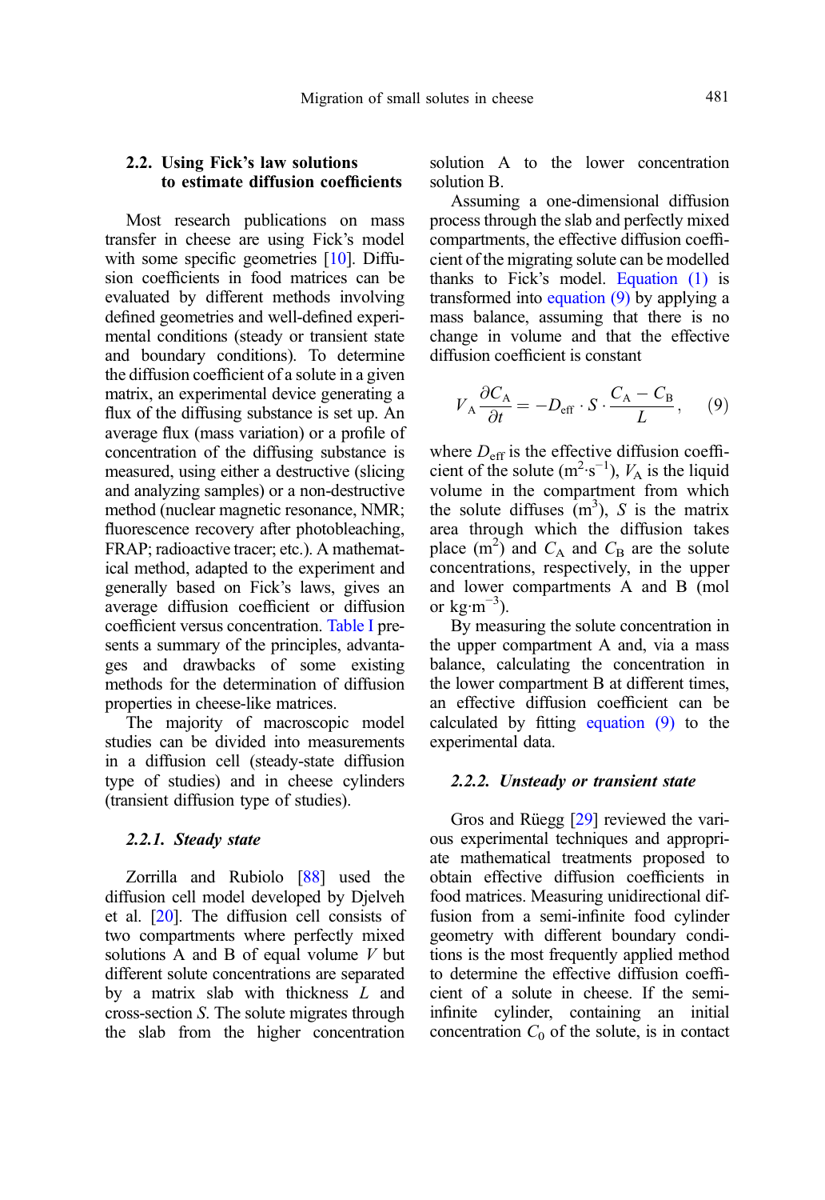### 2.2. Using Fick's law solutions to estimate diffusion coefficients

Most research publications on mass transfer in cheese are using Fick's model with some specific geometries [10]. Diffusion coefficients in food matrices can be evaluated by different methods involving defined geometries and well-defined experimental conditions (steady or transient state and boundary conditions). To determine the diffusion coefficient of a solute in a given matrix, an experimental device generating a flux of the diffusing substance is set up. An average flux (mass variation) or a profile of concentration of the diffusing substance is measured, using either a destructive (slicing and analyzing samples) or a non-destructive method (nuclear magnetic resonance, NMR; fluorescence recovery after photobleaching, FRAP; radioactive tracer; etc.). A mathematical method, adapted to the experiment and generally based on Fick's laws, gives an average diffusion coefficient or diffusion coefficient versus concentration. Table I presents a summary of the principles, advantages and drawbacks of some existing methods for the determination of diffusion properties in cheese-like matrices.

The majority of macroscopic model studies can be divided into measurements in a diffusion cell (steady-state diffusion type of studies) and in cheese cylinders (transient diffusion type of studies).

#### 2.2.1. Steady state

Zorrilla and Rubiolo [88] used the diffusion cell model developed by Djelveh et al. [20]. The diffusion cell consists of two compartments where perfectly mixed solutions A and B of equal volume $V$ but different solute concentrations are separated by a matrix slab with thickness $L$ and cross-section $S$. The solute migrates through the slab from the higher concentration solution A to the lower concentration solution B.

Assuming a one-dimensional diffusion process through the slab and perfectly mixed compartments, the effective diffusion coefficient of the migrating solute can be modelled thanks to Fick's model. Equation (1) is transformed into equation (9) by applying a mass balance, assuming that there is no change in volume and that the effective diffusion coefficient is constant

$$V_A \frac{\partial C_A}{\partial t} = -D_{\text{eff}} \cdot S \cdot \frac{C_A - C_B}{L}, \qquad (9)$$

where $D_{\text{eff}}$ is the effective diffusion coefficient of the solute ($m^2 \cdot s^{-1}$), $V_A$ is the liquid volume in the compartment from which the solute diffuses ($m^3$), $S$ is the matrix area through which the diffusion takes place ($m^2$) and $C_A$ and $C_B$ are the solute concentrations, respectively, in the upper and lower compartments A and B (mol or $kg \cdot m^{-3}$).

By measuring the solute concentration in the upper compartment A and, via a mass balance, calculating the concentration in the lower compartment B at different times, an effective diffusion coefficient can be calculated by fitting equation (9) to the experimental data.

#### 2.2.2. Unsteady or transient state

Gros and Rüegg [29] reviewed the various experimental techniques and appropriate mathematical treatments proposed to obtain effective diffusion coefficients in food matrices. Measuring unidirectional diffusion from a semi-infinite food cylinder geometry with different boundary conditions is the most frequently applied method to determine the effective diffusion coefficient of a solute in cheese. If the semi-infinite cylinder, containing an initial concentration $C_0$ of the solute, is in contact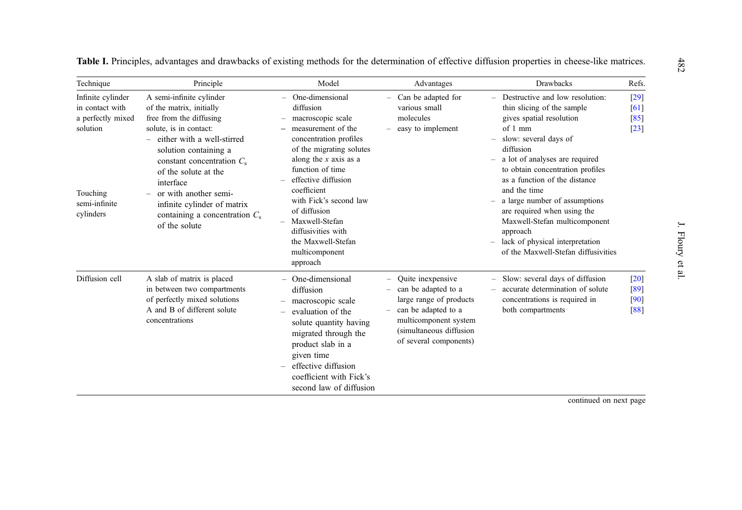**Table I.** Principles, advantages and drawbacks of existing methods for the determination of effective diffusion properties in cheese-like matrices.

| Technique | Principle | Model | Advantages | Drawbacks | Refs. |
|---|---|---|---|---|---|
| Infinite cylinder in contact with a perfectly mixed solution<br><br>Touching semi-infinite cylinders | A semi-infinite cylinder of the matrix, initially free from the diffusing solute, is in contact:<br>– either with a well-stirred solution containing a constant concentration $C_s$ of the solute at the interface<br>– or with another semi-infinite cylinder of matrix containing a concentration $C_s$ of the solute | – One-dimensional diffusion<br>– macroscopic scale<br>– measurement of the concentration profiles of the migrating solutes along the $x$ axis as a function of time<br>– effective diffusion coefficient with Fick's second law of diffusion<br>– Maxwell-Stefan diffusivities with the Maxwell-Stefan multicomponent approach | – Can be adapted for various small molecules<br>– easy to implement | – Destructive and low resolution: thin slicing of the sample gives spatial resolution of 1 mm<br>– slow: several days of diffusion<br>– a lot of analyses are required to obtain concentration profiles as a function of the distance and the time<br>– a large number of assumptions are required when using the Maxwell-Stefan multicomponent approach<br>– lack of physical interpretation of the Maxwell-Stefan diffusivities | [29]<br>[61]<br>[85]<br>[23] |
| Diffusion cell | A slab of matrix is placed in between two compartments of perfectly mixed solutions A and B of different solute concentrations | – One-dimensional diffusion<br>– macroscopic scale<br>– evaluation of the solute quantity having migrated through the product slab in a given time<br>– effective diffusion coefficient with Fick's second law of diffusion | – Quite inexpensive<br>– can be adapted to a large range of products<br>– can be adapted to a multicomponent system (simultaneous diffusion of several components) | – Slow: several days of diffusion<br>– accurate determination of solute concentrations is required in both compartments | [20]<br>[89]<br>[90]<br>[88] |

continued on next page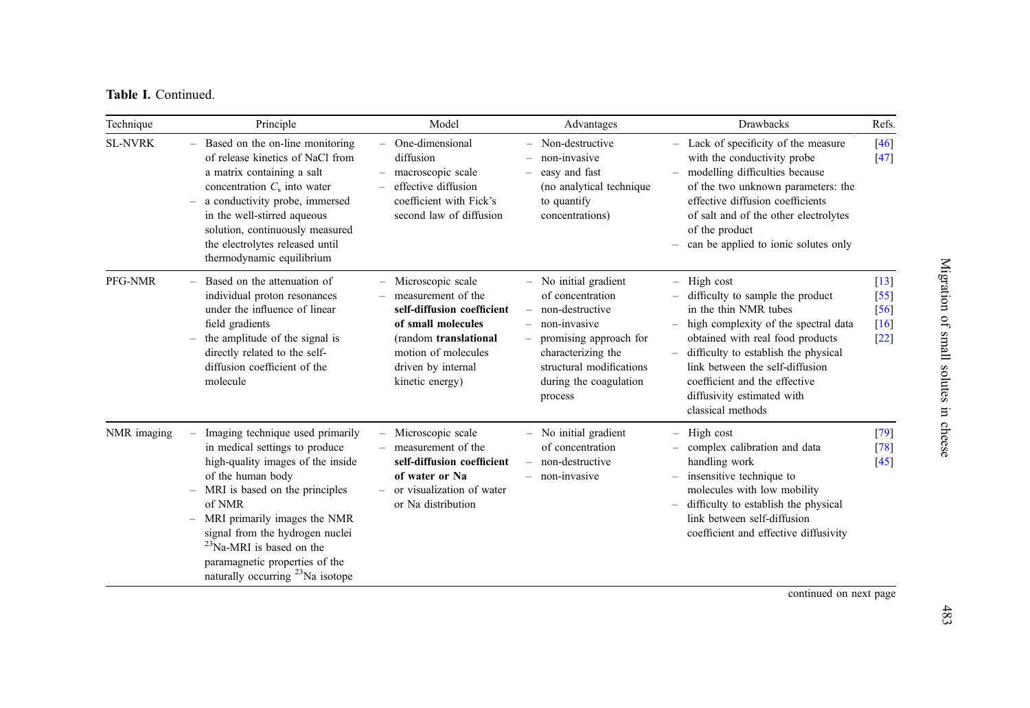**Table I.** Continued.

| Technique | Principle | Model | Advantages | Drawbacks | Refs. |
|---|---|---|---|---|---|
| SL-NVRK | – Based on the on-line monitoring of release kinetics of NaCl from a matrix containing a salt concentration $C_s$ into water<br>– a conductivity probe, immersed in the well-stirred aqueous solution, continuously measured the electrolytes released until thermodynamic equilibrium | – One-dimensional diffusion<br>– macroscopic scale<br>– effective diffusion coefficient with Fick's second law of diffusion | – Non-destructive<br>– non-invasive<br>– easy and fast (no analytical technique to quantify concentrations) | – Lack of specificity of the measure with the conductivity probe<br>– modelling difficulties because of the two unknown parameters: the effective diffusion coefficients of salt and of the other electrolytes of the product<br>– can be applied to ionic solutes only | [46]<br>[47] |
| PFG-NMR | – Based on the attenuation of individual proton resonances under the influence of linear field gradients<br>– the amplitude of the signal is directly related to the self-diffusion coefficient of the molecule | – Microscopic scale<br>– measurement of the **self-diffusion coefficient of small molecules** (random **translational** motion of molecules driven by internal kinetic energy) | – No initial gradient of concentration<br>– non-destructive<br>– non-invasive<br>– promising approach for characterizing the structural modifications during the coagulation process | – High cost<br>– difficulty to sample the product in the thin NMR tubes<br>– high complexity of the spectral data obtained with real food products<br>– difficulty to establish the physical link between the self-diffusion coefficient and the effective diffusivity estimated with classical methods | [13]<br>[55]<br>[56]<br>[16]<br>[22] |
| NMR imaging | – Imaging technique used primarily in medical settings to produce high-quality images of the inside of the human body<br>– MRI is based on the principles of NMR<br>– MRI primarily images the NMR signal from the hydrogen nuclei $^{23}$Na-MRI is based on the paramagnetic properties of the naturally occurring $^{23}$Na isotope | – Microscopic scale<br>– measurement of the **self-diffusion coefficient of water or Na**<br>– or visualization of water or Na distribution | – No initial gradient of concentration<br>– non-destructive<br>– non-invasive | – High cost<br>– complex calibration and data handling work<br>– insensitive technique to molecules with low mobility<br>– difficulty to establish the physical link between self-diffusion coefficient and effective diffusivity | [79]<br>[78]<br>[45] |

continued on next page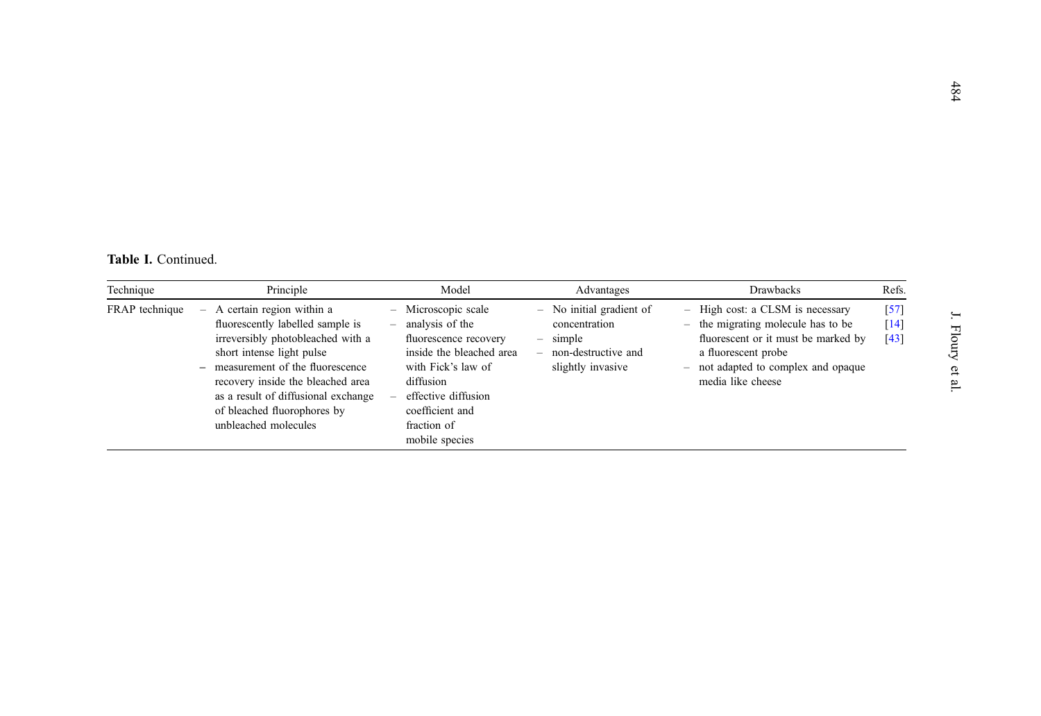**Table I.** Continued.

| Technique | Principle | Model | Advantages | Drawbacks | Refs. |
|---|---|---|---|---|---|
| FRAP technique | – A certain region within a fluorescently labelled sample is irreversibly photobleached with a short intense light pulse<br>– measurement of the fluorescence recovery inside the bleached area as a result of diffusional exchange of bleached fluorophores by unbleached molecules | – Microscopic scale<br>– analysis of the fluorescence recovery inside the bleached area with Fick's law of diffusion<br>– effective diffusion coefficient and fraction of mobile species | – No initial gradient of concentration<br>– simple<br>– non-destructive and slightly invasive | – High cost: a CLSM is necessary<br>– the migrating molecule has to be fluorescent or it must be marked by a fluorescent probe<br>– not adapted to complex and opaque media like cheese | [57]<br>[14]<br>[43] |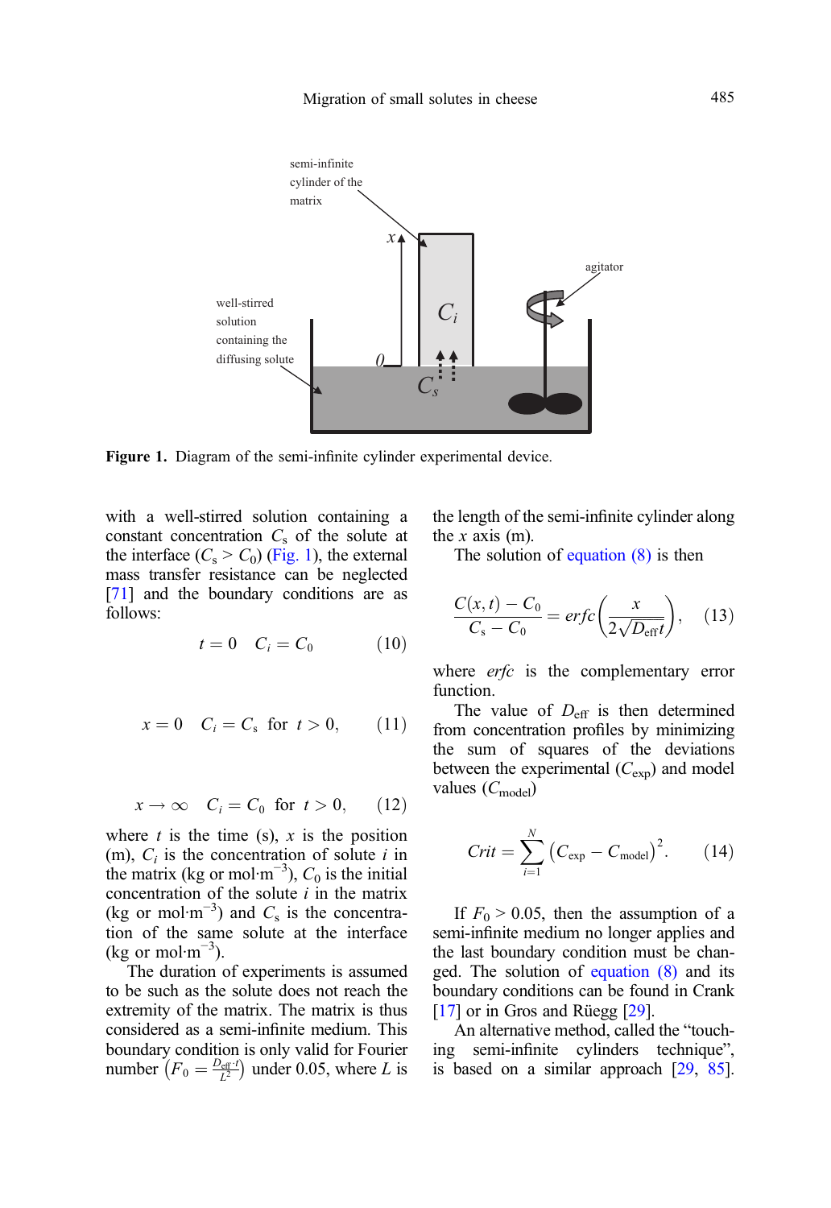**Figure 1.** Diagram of the semi-infinite cylinder experimental device.

with a well-stirred solution containing a constant concentration $C_s$ of the solute at the interface ($C_s > C_0$) (Fig. 1), the external mass transfer resistance can be neglected [71] and the boundary conditions are as follows:

$$t = 0 \quad C_i = C_0 \tag{10}$$

$$x = 0 \quad C_i = C_s \;\text{ for }\; t > 0, \tag{11}$$

$$x \to \infty \quad C_i = C_0 \;\text{ for }\; t > 0, \tag{12}$$

where $t$ is the time (s), $x$ is the position (m), $C_i$ is the concentration of solute $i$ in the matrix (kg or mol·m$^{-3}$), $C_0$ is the initial concentration of the solute $i$ in the matrix (kg or mol·m$^{-3}$) and $C_s$ is the concentration of the same solute at the interface (kg or mol·m$^{-3}$).

The duration of experiments is assumed to be such as the solute does not reach the extremity of the matrix. The matrix is thus considered as a semi-infinite medium. This boundary condition is only valid for Fourier number $\left(F_0 = \frac{D_{\text{eff}} \cdot t}{L^2}\right)$ under 0.05, where $L$ is the length of the semi-infinite cylinder along the $x$ axis (m).

The solution of equation (8) is then

$$\frac{C(x,t) - C_0}{C_s - C_0} = erfc\left(\frac{x}{2\sqrt{D_{\text{eff}} t}}\right), \tag{13}$$

where *erfc* is the complementary error function.

The value of $D_{\text{eff}}$ is then determined from concentration profiles by minimizing the sum of squares of the deviations between the experimental ($C_{\text{exp}}$) and model values ($C_{\text{model}}$)

$$Crit = \sum_{i=1}^{N} \left(C_{\text{exp}} - C_{\text{model}}\right)^2. \tag{14}$$

If $F_0 > 0.05$, then the assumption of a semi-infinite medium no longer applies and the last boundary condition must be changed. The solution of equation (8) and its boundary conditions can be found in Crank [17] or in Gros and Rüegg [29].

An alternative method, called the "touching semi-infinite cylinders technique", is based on a similar approach [29, 85].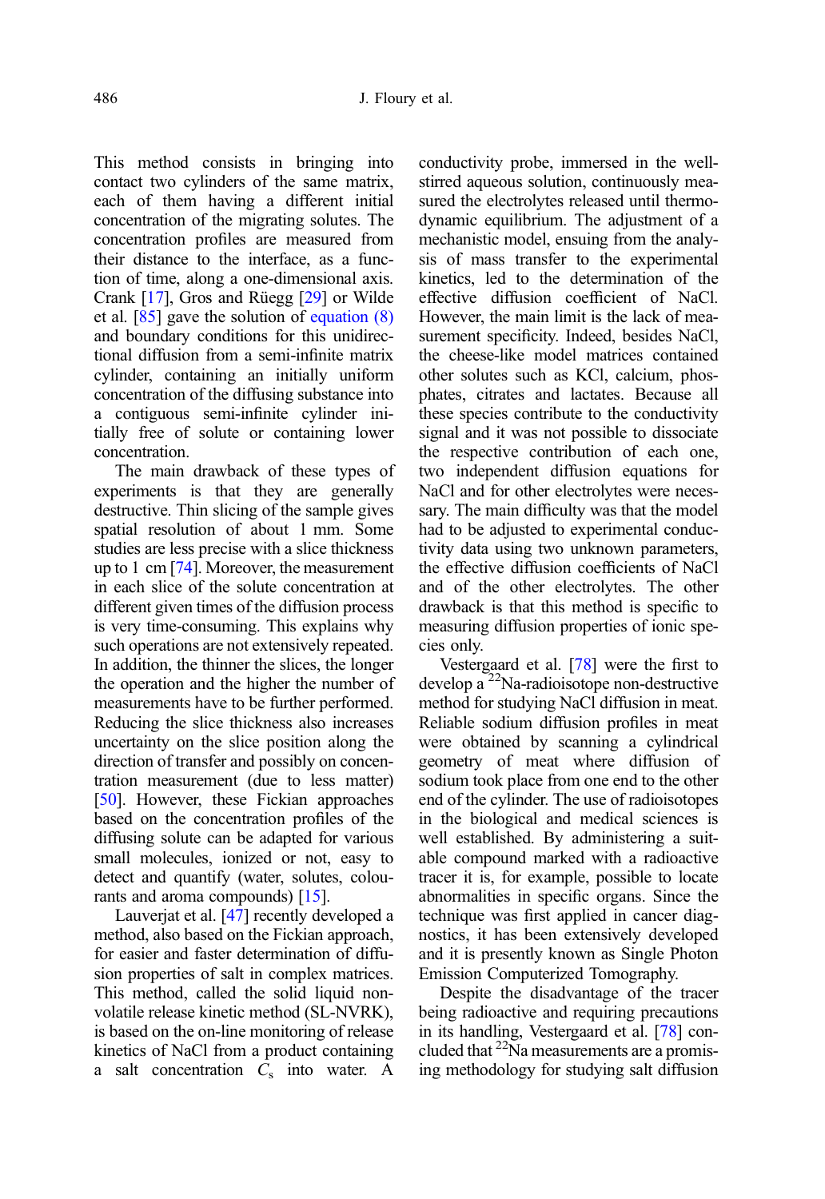This method consists in bringing into contact two cylinders of the same matrix, each of them having a different initial concentration of the migrating solutes. The concentration profiles are measured from their distance to the interface, as a function of time, along a one-dimensional axis. Crank [17], Gros and Rüegg [29] or Wilde et al. [85] gave the solution of equation (8) and boundary conditions for this unidirectional diffusion from a semi-infinite matrix cylinder, containing an initially uniform concentration of the diffusing substance into a contiguous semi-infinite cylinder initially free of solute or containing lower concentration.

The main drawback of these types of experiments is that they are generally destructive. Thin slicing of the sample gives spatial resolution of about 1 mm. Some studies are less precise with a slice thickness up to 1 cm [74]. Moreover, the measurement in each slice of the solute concentration at different given times of the diffusion process is very time-consuming. This explains why such operations are not extensively repeated. In addition, the thinner the slices, the longer the operation and the higher the number of measurements have to be further performed. Reducing the slice thickness also increases uncertainty on the slice position along the direction of transfer and possibly on concentration measurement (due to less matter) [50]. However, these Fickian approaches based on the concentration profiles of the diffusing solute can be adapted for various small molecules, ionized or not, easy to detect and quantify (water, solutes, colourants and aroma compounds) [15].

Lauverjat et al. [47] recently developed a method, also based on the Fickian approach, for easier and faster determination of diffusion properties of salt in complex matrices. This method, called the solid liquid non-volatile release kinetic method (SL-NVRK), is based on the on-line monitoring of release kinetics of NaCl from a product containing a salt concentration $C_s$ into water. A conductivity probe, immersed in the well-stirred aqueous solution, continuously measured the electrolytes released until thermodynamic equilibrium. The adjustment of a mechanistic model, ensuing from the analysis of mass transfer to the experimental kinetics, led to the determination of the effective diffusion coefficient of NaCl. However, the main limit is the lack of measurement specificity. Indeed, besides NaCl, the cheese-like model matrices contained other solutes such as KCl, calcium, phosphates, citrates and lactates. Because all these species contribute to the conductivity signal and it was not possible to dissociate the respective contribution of each one, two independent diffusion equations for NaCl and for other electrolytes were necessary. The main difficulty was that the model had to be adjusted to experimental conductivity data using two unknown parameters, the effective diffusion coefficients of NaCl and of the other electrolytes. The other drawback is that this method is specific to measuring diffusion properties of ionic species only.

Vestergaard et al. [78] were the first to develop a $^{22}$Na-radioisotope non-destructive method for studying NaCl diffusion in meat. Reliable sodium diffusion profiles in meat were obtained by scanning a cylindrical geometry of meat where diffusion of sodium took place from one end to the other end of the cylinder. The use of radioisotopes in the biological and medical sciences is well established. By administering a suitable compound marked with a radioactive tracer it is, for example, possible to locate abnormalities in specific organs. Since the technique was first applied in cancer diagnostics, it has been extensively developed and it is presently known as Single Photon Emission Computerized Tomography.

Despite the disadvantage of the tracer being radioactive and requiring precautions in its handling, Vestergaard et al. [78] concluded that $^{22}$Na measurements are a promising methodology for studying salt diffusion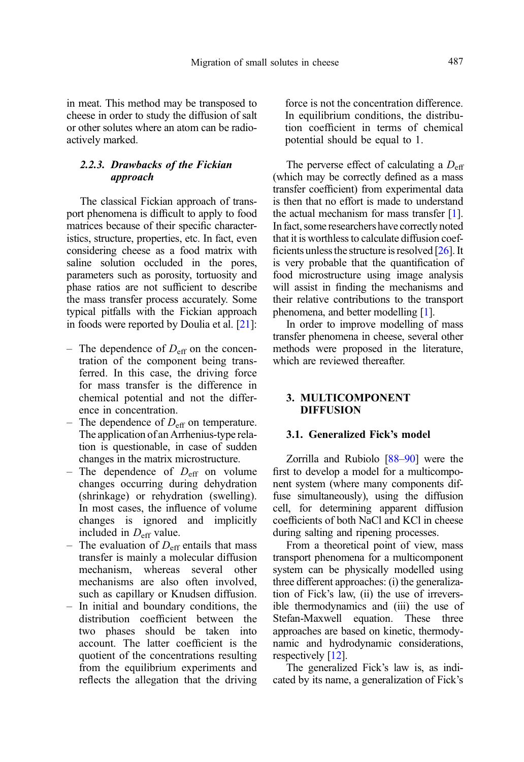in meat. This method may be transposed to cheese in order to study the diffusion of salt or other solutes where an atom can be radioactively marked.

#### 2.2.3. *Drawbacks of the Fickian approach*

The classical Fickian approach of transport phenomena is difficult to apply to food matrices because of their specific characteristics, structure, properties, etc. In fact, even considering cheese as a food matrix with saline solution occluded in the pores, parameters such as porosity, tortuosity and phase ratios are not sufficient to describe the mass transfer process accurately. Some typical pitfalls with the Fickian approach in foods were reported by Doulia et al. [21]:

- The dependence of $D_{\mathrm{eff}}$ on the concentration of the component being transferred. In this case, the driving force for mass transfer is the difference in chemical potential and not the difference in concentration.
- The dependence of $D_{\mathrm{eff}}$ on temperature. The application of an Arrhenius-type relation is questionable, in case of sudden changes in the matrix microstructure.
- The dependence of $D_{\mathrm{eff}}$ on volume changes occurring during dehydration (shrinkage) or rehydration (swelling). In most cases, the influence of volume changes is ignored and implicitly included in $D_{\mathrm{eff}}$ value.
- The evaluation of $D_{\mathrm{eff}}$ entails that mass transfer is mainly a molecular diffusion mechanism, whereas several other mechanisms are also often involved, such as capillary or Knudsen diffusion.
- In initial and boundary conditions, the distribution coefficient between the two phases should be taken into account. The latter coefficient is the quotient of the concentrations resulting from the equilibrium experiments and reflects the allegation that the driving force is not the concentration difference. In equilibrium conditions, the distribution coefficient in terms of chemical potential should be equal to 1.

The perverse effect of calculating a $D_{\mathrm{eff}}$ (which may be correctly defined as a mass transfer coefficient) from experimental data is then that no effort is made to understand the actual mechanism for mass transfer [1]. In fact, some researchers have correctly noted that it is worthless to calculate diffusion coefficients unless the structure is resolved [26]. It is very probable that the quantification of food microstructure using image analysis will assist in finding the mechanisms and their relative contributions to the transport phenomena, and better modelling [1].

In order to improve modelling of mass transfer phenomena in cheese, several other methods were proposed in the literature, which are reviewed thereafter.

## 3. MULTICOMPONENT DIFFUSION

### 3.1. Generalized Fick's model

Zorrilla and Rubiolo [88–90] were the first to develop a model for a multicomponent system (where many components diffuse simultaneously), using the diffusion cell, for determining apparent diffusion coefficients of both NaCl and KCl in cheese during salting and ripening processes.

From a theoretical point of view, mass transport phenomena for a multicomponent system can be physically modelled using three different approaches: (i) the generalization of Fick's law, (ii) the use of irreversible thermodynamics and (iii) the use of Stefan-Maxwell equation. These three approaches are based on kinetic, thermodynamic and hydrodynamic considerations, respectively [12].

The generalized Fick's law is, as indicated by its name, a generalization of Fick's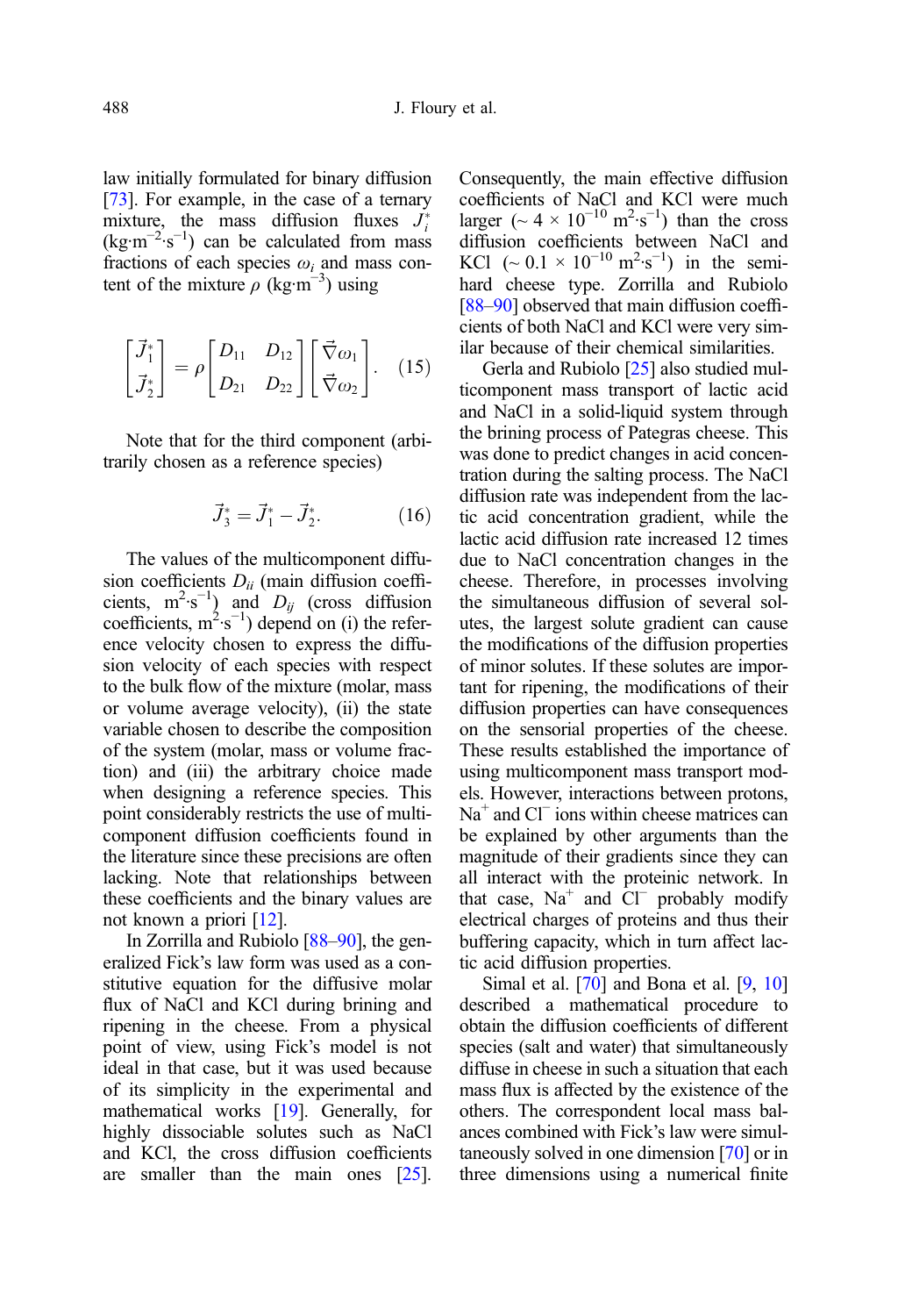law initially formulated for binary diffusion [73]. For example, in the case of a ternary mixture, the mass diffusion fluxes $J_i^*$ ($kg \cdot m^{-2} \cdot s^{-1}$) can be calculated from mass fractions of each species $\omega_i$ and mass content of the mixture $\rho$ ($kg \cdot m^{-3}$) using

$$\begin{bmatrix} \vec{J}_1^* \\ \vec{J}_2^* \end{bmatrix} = \rho \begin{bmatrix} D_{11} & D_{12} \\ D_{21} & D_{22} \end{bmatrix} \begin{bmatrix} \vec{\nabla}\omega_1 \\ \vec{\nabla}\omega_2 \end{bmatrix}. \quad (15)$$

Note that for the third component (arbitrarily chosen as a reference species)

$$\vec{J}_3^* = \vec{J}_1^* - \vec{J}_2^*. \quad (16)$$

The values of the multicomponent diffusion coefficients $D_{ii}$ (main diffusion coefficients, $m^2 \cdot s^{-1}$) and $D_{ij}$ (cross diffusion coefficients, $m^2 \cdot s^{-1}$) depend on (i) the reference velocity chosen to express the diffusion velocity of each species with respect to the bulk flow of the mixture (molar, mass or volume average velocity), (ii) the state variable chosen to describe the composition of the system (molar, mass or volume fraction) and (iii) the arbitrary choice made when designing a reference species. This point considerably restricts the use of multicomponent diffusion coefficients found in the literature since these precisions are often lacking. Note that relationships between these coefficients and the binary values are not known a priori [12].

In Zorrilla and Rubiolo [88–90], the generalized Fick's law form was used as a constitutive equation for the diffusive molar flux of NaCl and KCl during brining and ripening in the cheese. From a physical point of view, using Fick's model is not ideal in that case, but it was used because of its simplicity in the experimental and mathematical works [19]. Generally, for highly dissociable solutes such as NaCl and KCl, the cross diffusion coefficients are smaller than the main ones [25]. Consequently, the main effective diffusion coefficients of NaCl and KCl were much larger ($\sim 4 \times 10^{-10}$ $m^2 \cdot s^{-1}$) than the cross diffusion coefficients between NaCl and KCl ($\sim 0.1 \times 10^{-10}$ $m^2 \cdot s^{-1}$) in the semi-hard cheese type. Zorrilla and Rubiolo [88–90] observed that main diffusion coefficients of both NaCl and KCl were very similar because of their chemical similarities.

Gerla and Rubiolo [25] also studied multicomponent mass transport of lactic acid and NaCl in a solid-liquid system through the brining process of Pategras cheese. This was done to predict changes in acid concentration during the salting process. The NaCl diffusion rate was independent from the lactic acid concentration gradient, while the lactic acid diffusion rate increased 12 times due to NaCl concentration changes in the cheese. Therefore, in processes involving the simultaneous diffusion of several solutes, the largest solute gradient can cause the modifications of the diffusion properties of minor solutes. If these solutes are important for ripening, the modifications of their diffusion properties can have consequences on the sensorial properties of the cheese. These results established the importance of using multicomponent mass transport models. However, interactions between protons, $Na^+$ and $Cl^-$ ions within cheese matrices can be explained by other arguments than the magnitude of their gradients since they can all interact with the proteinic network. In that case, $Na^+$ and $Cl^-$ probably modify electrical charges of proteins and thus their buffering capacity, which in turn affect lactic acid diffusion properties.

Simal et al. [70] and Bona et al. [9, 10] described a mathematical procedure to obtain the diffusion coefficients of different species (salt and water) that simultaneously diffuse in cheese in such a situation that each mass flux is affected by the existence of the others. The correspondent local mass balances combined with Fick's law were simultaneously solved in one dimension [70] or in three dimensions using a numerical finite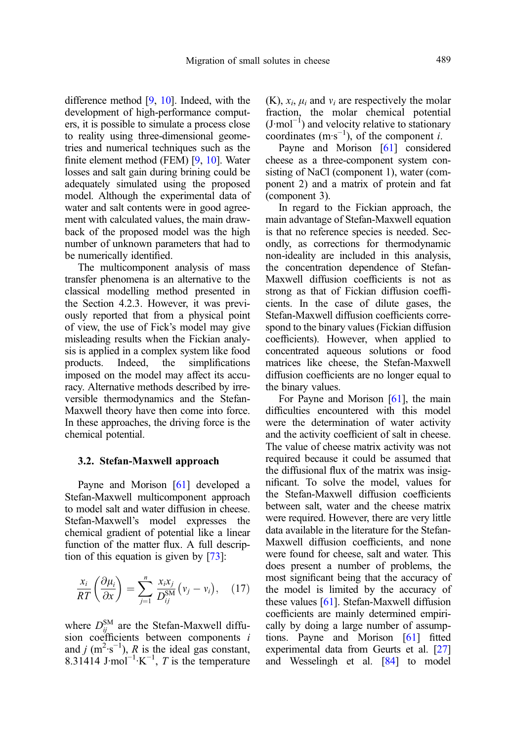difference method [9, 10]. Indeed, with the development of high-performance computers, it is possible to simulate a process close to reality using three-dimensional geometries and numerical techniques such as the finite element method (FEM) [9, 10]. Water losses and salt gain during brining could be adequately simulated using the proposed model. Although the experimental data of water and salt contents were in good agreement with calculated values, the main drawback of the proposed model was the high number of unknown parameters that had to be numerically identified.

The multicomponent analysis of mass transfer phenomena is an alternative to the classical modelling method presented in the Section 4.2.3. However, it was previously reported that from a physical point of view, the use of Fick's model may give misleading results when the Fickian analysis is applied in a complex system like food products. Indeed, the simplifications imposed on the model may affect its accuracy. Alternative methods described by irreversible thermodynamics and the Stefan-Maxwell theory have then come into force. In these approaches, the driving force is the chemical potential.

### 3.2. Stefan-Maxwell approach

Payne and Morison [61] developed a Stefan-Maxwell multicomponent approach to model salt and water diffusion in cheese. Stefan-Maxwell's model expresses the chemical gradient of potential like a linear function of the matter flux. A full description of this equation is given by [73]:

$$\frac{x_i}{RT}\left(\frac{\partial \mu_i}{\partial x}\right) = \sum_{j=1}^{n} \frac{x_i x_j}{D_{ij}^{\mathrm{SM}}}\left(v_j - v_i\right), \quad (17)$$

where $D_{ij}^{\mathrm{SM}}$ are the Stefan-Maxwell diffusion coefficients between components $i$ and $j$ ($\mathrm{m^2 \cdot s^{-1}}$), $R$ is the ideal gas constant, 8.31414 $\mathrm{J \cdot mol^{-1} \cdot K^{-1}}$, $T$ is the temperature (K), $x_i$, $\mu_i$ and $v_i$ are respectively the molar fraction, the molar chemical potential ($\mathrm{J \cdot mol^{-1}}$) and velocity relative to stationary coordinates ($\mathrm{m \cdot s^{-1}}$), of the component $i$.

Payne and Morison [61] considered cheese as a three-component system consisting of NaCl (component 1), water (component 2) and a matrix of protein and fat (component 3).

In regard to the Fickian approach, the main advantage of Stefan-Maxwell equation is that no reference species is needed. Secondly, as corrections for thermodynamic non-ideality are included in this analysis, the concentration dependence of Stefan-Maxwell diffusion coefficients is not as strong as that of Fickian diffusion coefficients. In the case of dilute gases, the Stefan-Maxwell diffusion coefficients correspond to the binary values (Fickian diffusion coefficients). However, when applied to concentrated aqueous solutions or food matrices like cheese, the Stefan-Maxwell diffusion coefficients are no longer equal to the binary values.

For Payne and Morison [61], the main difficulties encountered with this model were the determination of water activity and the activity coefficient of salt in cheese. The value of cheese matrix activity was not required because it could be assumed that the diffusional flux of the matrix was insignificant. To solve the model, values for the Stefan-Maxwell diffusion coefficients between salt, water and the cheese matrix were required. However, there are very little data available in the literature for the Stefan-Maxwell diffusion coefficients, and none were found for cheese, salt and water. This does present a number of problems, the most significant being that the accuracy of the model is limited by the accuracy of these values [61]. Stefan-Maxwell diffusion coefficients are mainly determined empirically by doing a large number of assumptions. Payne and Morison [61] fitted experimental data from Geurts et al. [27] and Wesselingh et al. [84] to model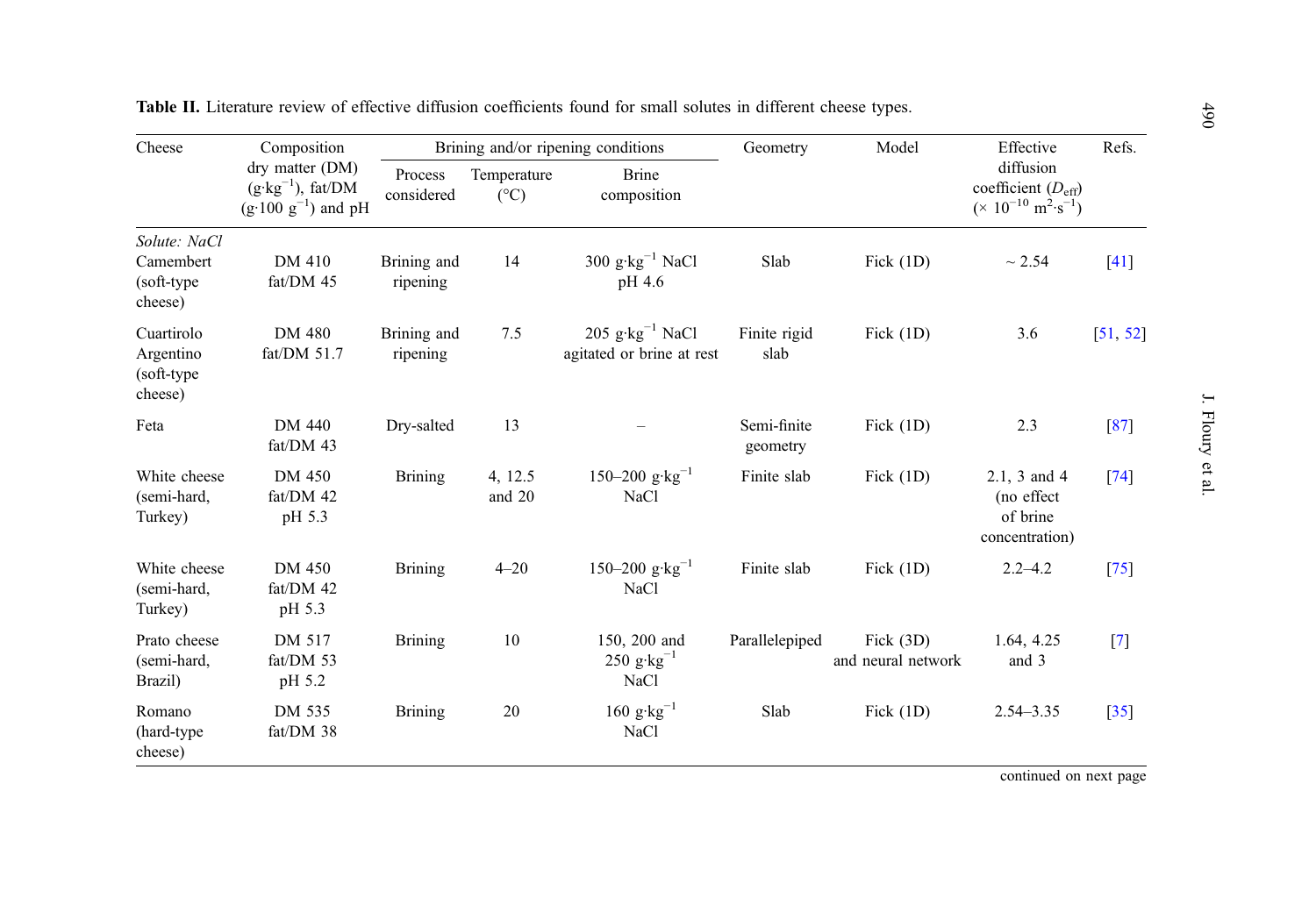**Table II.** Literature review of effective diffusion coefficients found for small solutes in different cheese types.

| Cheese | Composition dry matter (DM) ($g \cdot kg^{-1}$), fat/DM ($g \cdot 100\ g^{-1}$) and pH | Brining and/or ripening conditions | | | Geometry | Model | Effective diffusion coefficient ($D_{eff}$) ($\times 10^{-10}\ m^2 \cdot s^{-1}$) | Refs. |
|---|---|---|---|---|---|---|---|---|
| | | Process considered | Temperature (°C) | Brine composition | | | | |
| *Solute: NaCl* | | | | | | | | |
| Camembert (soft-type cheese) | DM 410 fat/DM 45 | Brining and ripening | 14 | 300 $g \cdot kg^{-1}$ NaCl pH 4.6 | Slab | Fick (1D) | ~ 2.54 | [41] |
| Cuartirolo Argentino (soft-type cheese) | DM 480 fat/DM 51.7 | Brining and ripening | 7.5 | 205 $g \cdot kg^{-1}$ NaCl agitated or brine at rest | Finite rigid slab | Fick (1D) | 3.6 | [51, 52] |
| Feta | DM 440 fat/DM 43 | Dry-salted | 13 | – | Semi-finite geometry | Fick (1D) | 2.3 | [87] |
| White cheese (semi-hard, Turkey) | DM 450 fat/DM 42 pH 5.3 | Brining | 4, 12.5 and 20 | 150–200 $g \cdot kg^{-1}$ NaCl | Finite slab | Fick (1D) | 2.1, 3 and 4 (no effect of brine concentration) | [74] |
| White cheese (semi-hard, Turkey) | DM 450 fat/DM 42 pH 5.3 | Brining | 4–20 | 150–200 $g \cdot kg^{-1}$ NaCl | Finite slab | Fick (1D) | 2.2–4.2 | [75] |
| Prato cheese (semi-hard, Brazil) | DM 517 fat/DM 53 pH 5.2 | Brining | 10 | 150, 200 and 250 $g \cdot kg^{-1}$ NaCl | Parallelepiped | Fick (3D) and neural network | 1.64, 4.25 and 3 | [7] |
| Romano (hard-type cheese) | DM 535 fat/DM 38 | Brining | 20 | 160 $g \cdot kg^{-1}$ NaCl | Slab | Fick (1D) | 2.54–3.35 | [35] |

continued on next page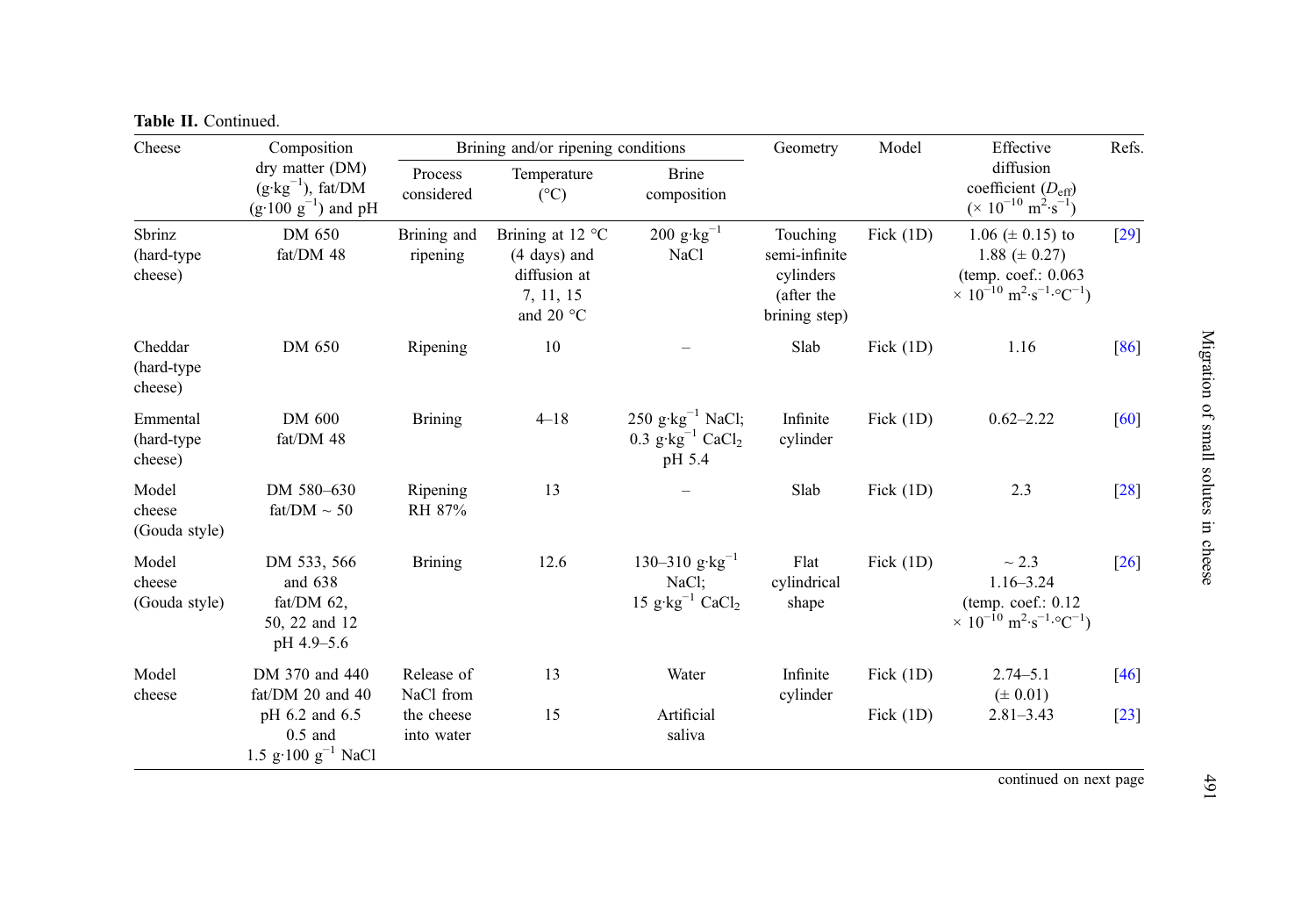**Table II.** Continued.

| Cheese | Composition dry matter (DM) ($g \cdot kg^{-1}$), fat/DM ($g \cdot 100\ g^{-1}$) and pH | Brining and/or ripening conditions | | | Geometry | Model | Effective diffusion coefficient ($D_{eff}$) ($\times 10^{-10}\ m^2 \cdot s^{-1}$) | Refs. |
|---|---|---|---|---|---|---|---|---|
| | | Process considered | Temperature (°C) | Brine composition | | | | |
| Sbrinz (hard-type cheese) | DM 650 fat/DM 48 | Brining and ripening | Brining at 12 °C (4 days) and diffusion at 7, 11, 15 and 20 °C | 200 $g \cdot kg^{-1}$ NaCl | Touching semi-infinite cylinders (after the brining step) | Fick (1D) | 1.06 (± 0.15) to 1.88 (± 0.27) (temp. coef.: 0.063 $\times 10^{-10}\ m^2 \cdot s^{-1} \cdot {}^{\circ}C^{-1}$) | [29] |
| Cheddar (hard-type cheese) | DM 650 | Ripening | 10 | – | Slab | Fick (1D) | 1.16 | [86] |
| Emmental (hard-type cheese) | DM 600 fat/DM 48 | Brining | 4–18 | 250 $g \cdot kg^{-1}$ NaCl; 0.3 $g \cdot kg^{-1}$ $CaCl_2$ pH 5.4 | Infinite cylinder | Fick (1D) | 0.62–2.22 | [60] |
| Model cheese (Gouda style) | DM 580–630 fat/DM ~ 50 | Ripening RH 87% | 13 | – | Slab | Fick (1D) | 2.3 | [28] |
| Model cheese (Gouda style) | DM 533, 566 and 638 fat/DM 62, 50, 22 and 12 pH 4.9–5.6 | Brining | 12.6 | 130–310 $g \cdot kg^{-1}$ NaCl; 15 $g \cdot kg^{-1}$ $CaCl_2$ | Flat cylindrical shape | Fick (1D) | ~ 2.3 1.16–3.24 (temp. coef.: 0.12 $\times 10^{-10}\ m^2 \cdot s^{-1} \cdot {}^{\circ}C^{-1}$) | [26] |
| Model cheese | DM 370 and 440 fat/DM 20 and 40 pH 6.2 and 6.5 0.5 and 1.5 $g \cdot 100\ g^{-1}$ NaCl | Release of NaCl from the cheese into water | 13 | Water | Infinite cylinder | Fick (1D) | 2.74–5.1 (± 0.01) | [46] |
| | | | 15 | Artificial saliva | | Fick (1D) | 2.81–3.43 | [23] |

continued on next page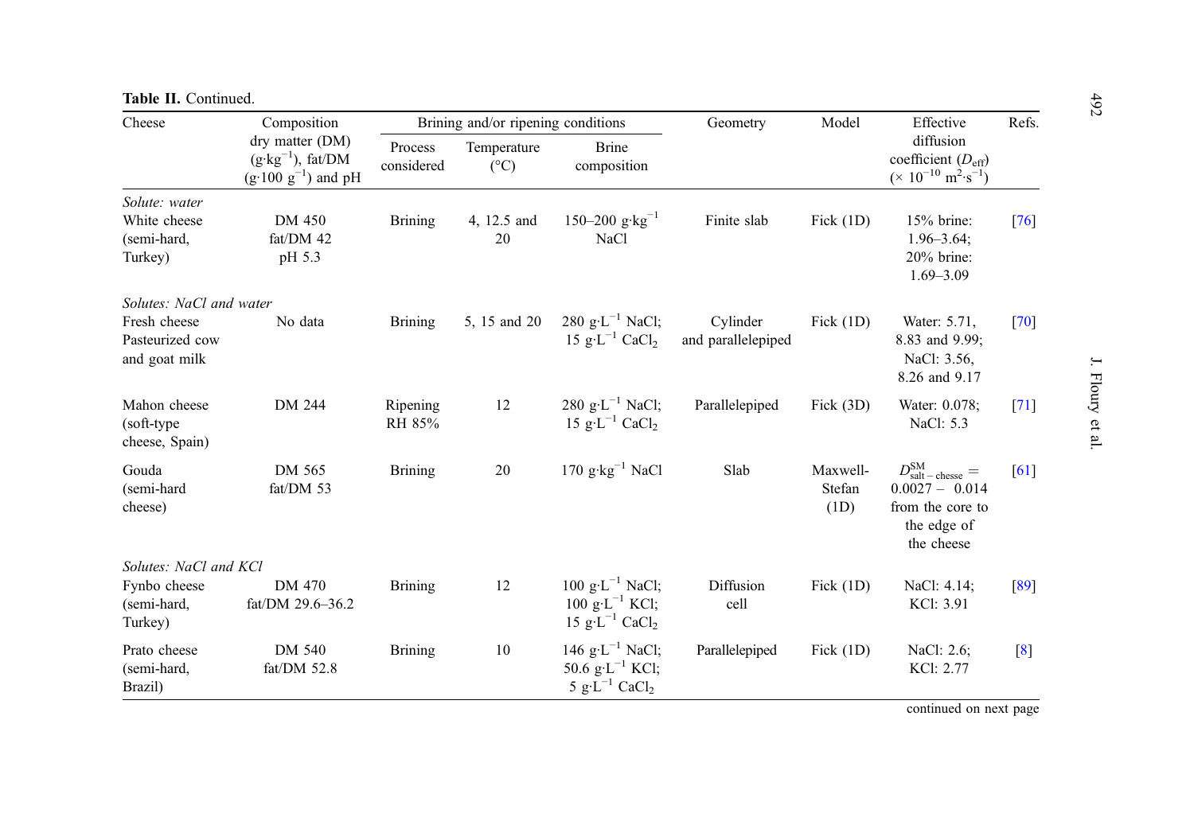**Table II.** Continued.

| Cheese | Composition dry matter (DM) ($g \cdot kg^{-1}$), fat/DM ($g \cdot 100\ g^{-1}$) and pH | Brining and/or ripening conditions | | | Geometry | Model | Effective diffusion coefficient ($D_{eff}$) ($\times 10^{-10}\ m^2 \cdot s^{-1}$) | Refs. |
|---|---|---|---|---|---|---|---|---|
| | | Process considered | Temperature (°C) | Brine composition | | | | |
| *Solute: water* | | | | | | | | |
| White cheese (semi-hard, Turkey) | DM 450 fat/DM 42 pH 5.3 | Brining | 4, 12.5 and 20 | 150–200 $g \cdot kg^{-1}$ NaCl | Finite slab | Fick (1D) | 15% brine: 1.96–3.64; 20% brine: 1.69–3.09 | [76] |
| *Solutes: NaCl and water* | | | | | | | | |
| Fresh cheese Pasteurized cow and goat milk | No data | Brining | 5, 15 and 20 | 280 $g \cdot L^{-1}$ NaCl; 15 $g \cdot L^{-1}$ $CaCl_2$ | Cylinder and parallelepiped | Fick (1D) | Water: 5.71, 8.83 and 9.99; NaCl: 3.56, 8.26 and 9.17 | [70] |
| Mahon cheese (soft-type cheese, Spain) | DM 244 | Ripening RH 85% | 12 | 280 $g \cdot L^{-1}$ NaCl; 15 $g \cdot L^{-1}$ $CaCl_2$ | Parallelepiped | Fick (3D) | Water: 0.078; NaCl: 5.3 | [71] |
| Gouda (semi-hard cheese) | DM 565 fat/DM 53 | Brining | 20 | 170 $g \cdot kg^{-1}$ NaCl | Slab | Maxwell-Stefan (1D) | $D^{SM}_{salt-chesse}$ = 0.0027 – 0.014 from the core to the edge of the cheese | [61] |
| *Solutes: NaCl and KCl* | | | | | | | | |
| Fynbo cheese (semi-hard, Turkey) | DM 470 fat/DM 29.6–36.2 | Brining | 12 | 100 $g \cdot L^{-1}$ NaCl; 100 $g \cdot L^{-1}$ KCl; 15 $g \cdot L^{-1}$ $CaCl_2$ | Diffusion cell | Fick (1D) | NaCl: 4.14; KCl: 3.91 | [89] |
| Prato cheese (semi-hard, Brazil) | DM 540 fat/DM 52.8 | Brining | 10 | 146 $g \cdot L^{-1}$ NaCl; 50.6 $g \cdot L^{-1}$ KCl; 5 $g \cdot L^{-1}$ $CaCl_2$ | Parallelepiped | Fick (1D) | NaCl: 2.6; KCl: 2.77 | [8] |

continued on next page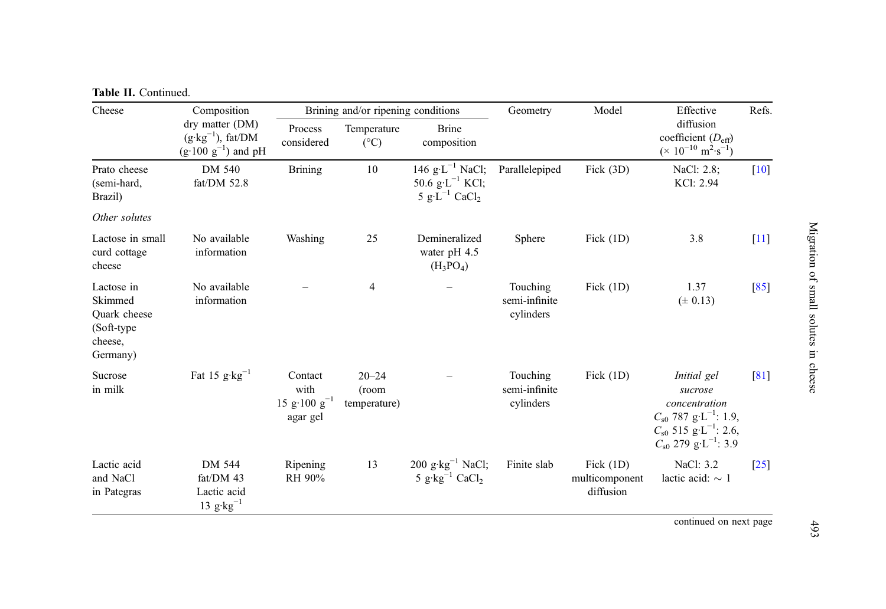**Table II.** Continued.

| Cheese | Composition dry matter (DM) ($g \cdot kg^{-1}$), fat/DM ($g \cdot 100\ g^{-1}$) and pH | Brining and/or ripening conditions | | | Geometry | Model | Effective diffusion coefficient ($D_{eff}$) ($\times 10^{-10}\ m^2 \cdot s^{-1}$) | Refs. |
|---|---|---|---|---|---|---|---|---|
| | | Process considered | Temperature (°C) | Brine composition | | | | |
| Prato cheese (semi-hard, Brazil) | DM 540 fat/DM 52.8 | Brining | 10 | 146 $g \cdot L^{-1}$ NaCl; 50.6 $g \cdot L^{-1}$ KCl; 5 $g \cdot L^{-1}$ $CaCl_2$ | Parallelepiped | Fick (3D) | NaCl: 2.8; KCl: 2.94 | [10] |
| *Other solutes* | | | | | | | | |
| Lactose in small curd cottage cheese | No available information | Washing | 25 | Demineralized water pH 4.5 ($H_3PO_4$) | Sphere | Fick (1D) | 3.8 | [11] |
| Lactose in Skimmed Quark cheese (Soft-type cheese, Germany) | No available information | – | 4 | – | Touching semi-infinite cylinders | Fick (1D) | 1.37 (± 0.13) | [85] |
| Sucrose in milk | Fat 15 $g \cdot kg^{-1}$ | Contact with 15 $g \cdot 100\ g^{-1}$ agar gel | 20–24 (room temperature) | – | Touching semi-infinite cylinders | Fick (1D) | *Initial gel sucrose concentration* $C_{s0}$ 787 $g \cdot L^{-1}$: 1.9, $C_{s0}$ 515 $g \cdot L^{-1}$: 2.6, $C_{s0}$ 279 $g \cdot L^{-1}$: 3.9 | [81] |
| Lactic acid and NaCl in Pategras | DM 544 fat/DM 43 Lactic acid 13 $g \cdot kg^{-1}$ | Ripening RH 90% | 13 | 200 $g \cdot kg^{-1}$ NaCl; 5 $g \cdot kg^{-1}$ $CaCl_2$ | Finite slab | Fick (1D) multicomponent diffusion | NaCl: 3.2 lactic acid: ~ 1 | [25] |

continued on next page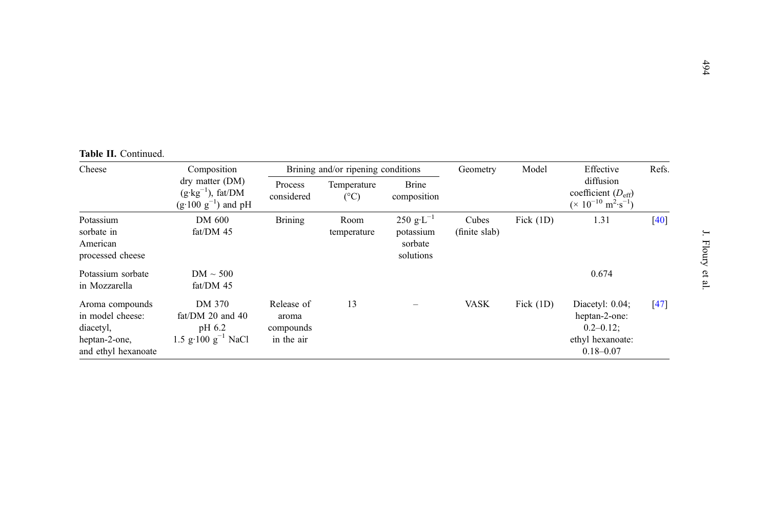**Table II.** Continued.

| Cheese | Composition dry matter (DM) ($g \cdot kg^{-1}$), fat/DM ($g \cdot 100\ g^{-1}$) and pH | Brining and/or ripening conditions | | | Geometry | Model | Effective diffusion coefficient ($D_{eff}$) ($\times 10^{-10}\ m^2 \cdot s^{-1}$) | Refs. |
|---|---|---|---|---|---|---|---|---|
| | | Process considered | Temperature (°C) | Brine composition | | | | |
| Potassium sorbate in American processed cheese | DM 600 fat/DM 45 | Brining | Room temperature | 250 $g \cdot L^{-1}$ potassium sorbate solutions | Cubes (finite slab) | Fick (1D) | 1.31 | [40] |
| Potassium sorbate in Mozzarella | DM ~ 500 fat/DM 45 | | | | | | 0.674 | |
| Aroma compounds in model cheese: diacetyl, heptan-2-one, and ethyl hexanoate | DM 370 fat/DM 20 and 40 pH 6.2 1.5 $g \cdot 100\ g^{-1}$ NaCl | Release of aroma compounds in the air | 13 | – | VASK | Fick (1D) | Diacetyl: 0.04; heptan-2-one: 0.2–0.12; ethyl hexanoate: 0.18–0.07 | [47] |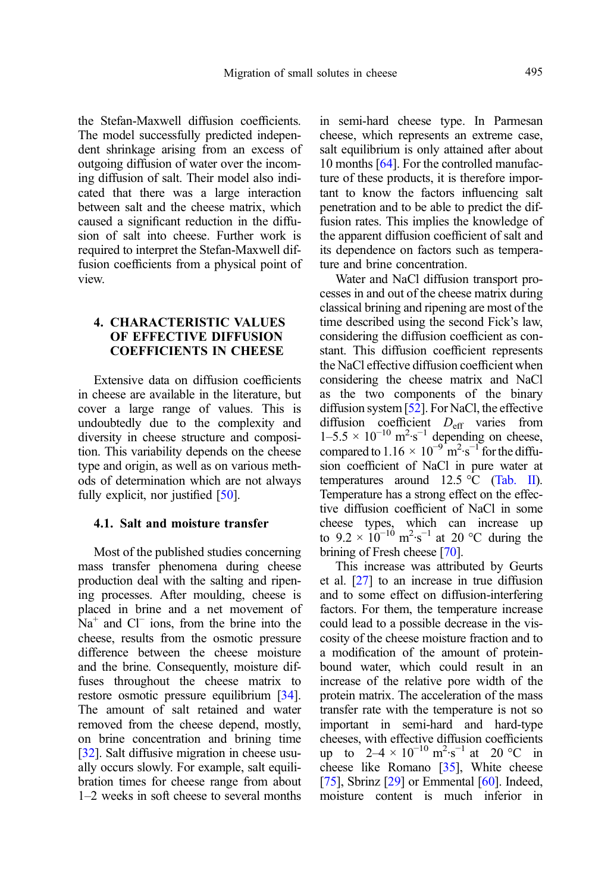the Stefan-Maxwell diffusion coefficients. The model successfully predicted independent shrinkage arising from an excess of outgoing diffusion of water over the incoming diffusion of salt. Their model also indicated that there was a large interaction between salt and the cheese matrix, which caused a significant reduction in the diffusion of salt into cheese. Further work is required to interpret the Stefan-Maxwell diffusion coefficients from a physical point of view.

## 4. CHARACTERISTIC VALUES OF EFFECTIVE DIFFUSION COEFFICIENTS IN CHEESE

Extensive data on diffusion coefficients in cheese are available in the literature, but cover a large range of values. This is undoubtedly due to the complexity and diversity in cheese structure and composition. This variability depends on the cheese type and origin, as well as on various methods of determination which are not always fully explicit, nor justified [50].

### 4.1. Salt and moisture transfer

Most of the published studies concerning mass transfer phenomena during cheese production deal with the salting and ripening processes. After moulding, cheese is placed in brine and a net movement of $Na^+$ and $Cl^-$ ions, from the brine into the cheese, results from the osmotic pressure difference between the cheese moisture and the brine. Consequently, moisture diffuses throughout the cheese matrix to restore osmotic pressure equilibrium [34]. The amount of salt retained and water removed from the cheese depend, mostly, on brine concentration and brining time [32]. Salt diffusive migration in cheese usually occurs slowly. For example, salt equilibration times for cheese range from about 1–2 weeks in soft cheese to several months in semi-hard cheese type. In Parmesan cheese, which represents an extreme case, salt equilibrium is only attained after about 10 months [64]. For the controlled manufacture of these products, it is therefore important to know the factors influencing salt penetration and to be able to predict the diffusion rates. This implies the knowledge of the apparent diffusion coefficient of salt and its dependence on factors such as temperature and brine concentration.

Water and NaCl diffusion transport processes in and out of the cheese matrix during classical brining and ripening are most of the time described using the second Fick's law, considering the diffusion coefficient as constant. This diffusion coefficient represents the NaCl effective diffusion coefficient when considering the cheese matrix and NaCl as the two components of the binary diffusion system [52]. For NaCl, the effective diffusion coefficient $D_{\mathrm{eff}}$ varies from $1–5.5 \times 10^{-10}\ \mathrm{m^2{\cdot}s^{-1}}$ depending on cheese, compared to $1.16 \times 10^{-9}\ \mathrm{m^2{\cdot}s^{-1}}$ for the diffusion coefficient of NaCl in pure water at temperatures around 12.5 °C (Tab. II). Temperature has a strong effect on the effective diffusion coefficient of NaCl in some cheese types, which can increase up to $9.2 \times 10^{-10}\ \mathrm{m^2{\cdot}s^{-1}}$ at 20 °C during the brining of Fresh cheese [70].

This increase was attributed by Geurts et al. [27] to an increase in true diffusion and to some effect on diffusion-interfering factors. For them, the temperature increase could lead to a possible decrease in the viscosity of the cheese moisture fraction and to a modification of the amount of protein-bound water, which could result in an increase of the relative pore width of the protein matrix. The acceleration of the mass transfer rate with the temperature is not so important in semi-hard and hard-type cheeses, with effective diffusion coefficients up to $2–4 \times 10^{-10}\ \mathrm{m^2{\cdot}s^{-1}}$ at 20 °C in cheese like Romano [35], White cheese [75], Sbrinz [29] or Emmental [60]. Indeed, moisture content is much inferior in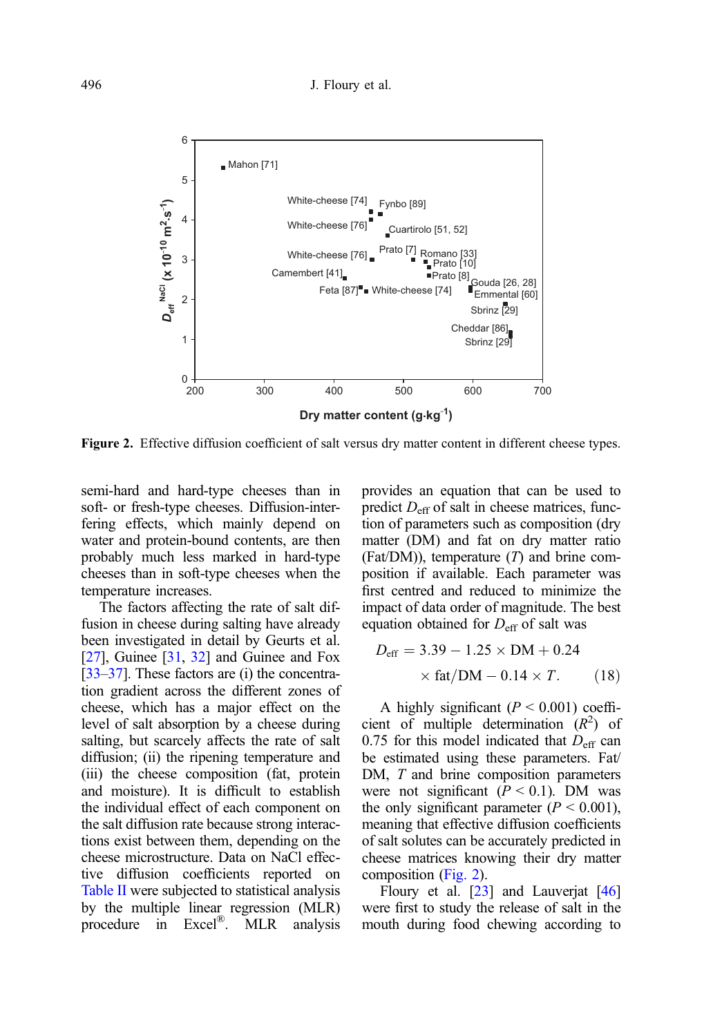Figure 2. Effective diffusion coefficient of salt versus dry matter content in different cheese types.

semi-hard and hard-type cheeses than in soft- or fresh-type cheeses. Diffusion-interfering effects, which mainly depend on water and protein-bound contents, are then probably much less marked in hard-type cheeses than in soft-type cheeses when the temperature increases.

The factors affecting the rate of salt diffusion in cheese during salting have already been investigated in detail by Geurts et al. [27], Guinee [31, 32] and Guinee and Fox [33–37]. These factors are (i) the concentration gradient across the different zones of cheese, which has a major effect on the level of salt absorption by a cheese during salting, but scarcely affects the rate of salt diffusion; (ii) the ripening temperature and (iii) the cheese composition (fat, protein and moisture). It is difficult to establish the individual effect of each component on the salt diffusion rate because strong interactions exist between them, depending on the cheese microstructure. Data on NaCl effective diffusion coefficients reported on Table II were subjected to statistical analysis by the multiple linear regression (MLR) procedure in Excel®. MLR analysis provides an equation that can be used to predict $D_{eff}$ of salt in cheese matrices, function of parameters such as composition (dry matter (DM) and fat on dry matter ratio (Fat/DM)), temperature ($T$) and brine composition if available. Each parameter was first centred and reduced to minimize the impact of data order of magnitude. The best equation obtained for $D_{eff}$ of salt was

$$D_{eff} = 3.39 - 1.25 \times \text{DM} + 0.24 \times \text{fat/DM} - 0.14 \times T. \qquad (18)$$

A highly significant ($P < 0.001$) coefficient of multiple determination ($R^2$) of 0.75 for this model indicated that $D_{eff}$ can be estimated using these parameters. Fat/DM, $T$ and brine composition parameters were not significant ($P < 0.1$). DM was the only significant parameter ($P < 0.001$), meaning that effective diffusion coefficients of salt solutes can be accurately predicted in cheese matrices knowing their dry matter composition (Fig. 2).

Floury et al. [23] and Lauverjat [46] were first to study the release of salt in the mouth during food chewing according to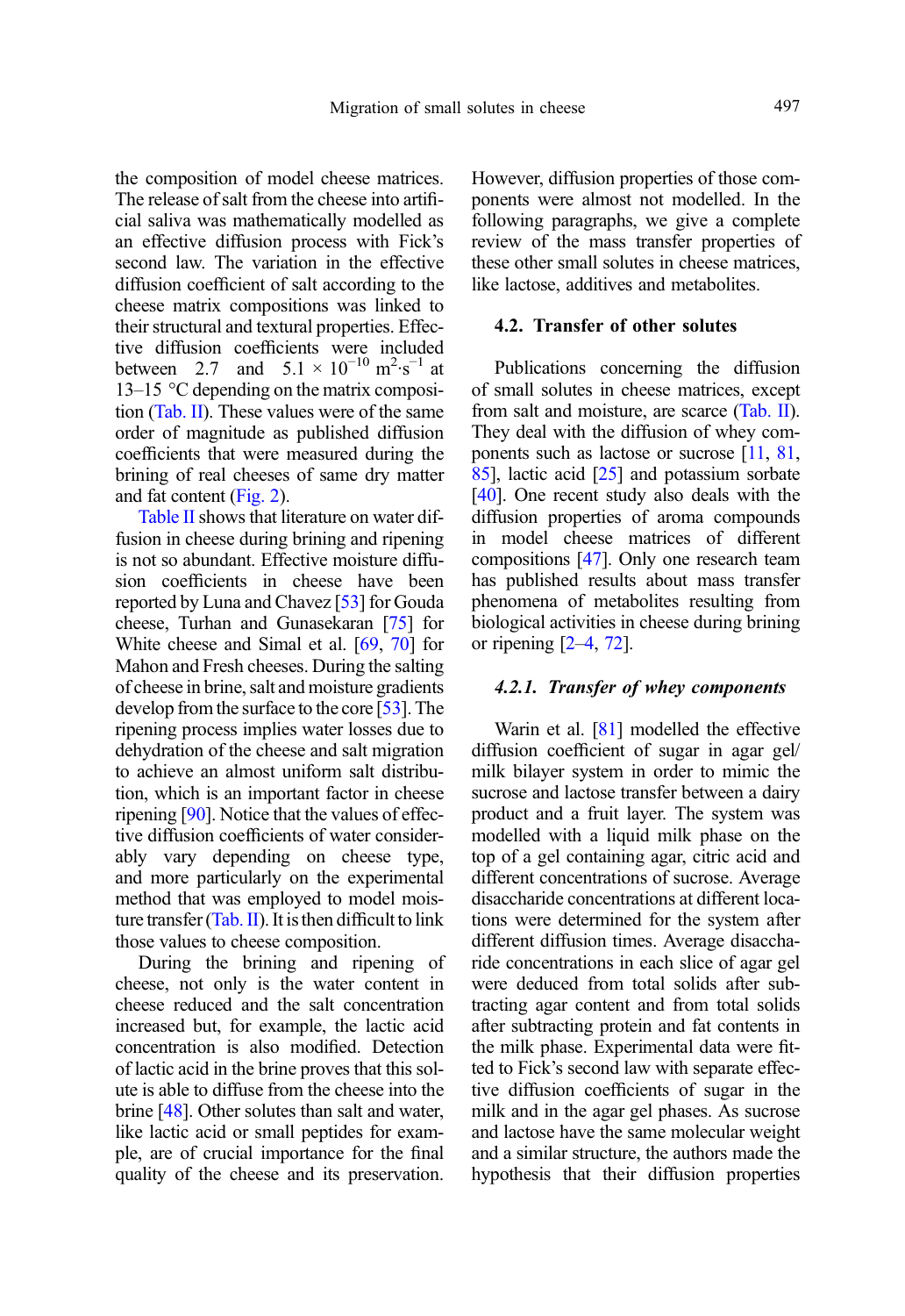the composition of model cheese matrices. The release of salt from the cheese into artificial saliva was mathematically modelled as an effective diffusion process with Fick's second law. The variation in the effective diffusion coefficient of salt according to the cheese matrix compositions was linked to their structural and textural properties. Effective diffusion coefficients were included between 2.7 and $5.1 \times 10^{-10}$ $m^2 \cdot s^{-1}$ at 13–15 °C depending on the matrix composition (Tab. II). These values were of the same order of magnitude as published diffusion coefficients that were measured during the brining of real cheeses of same dry matter and fat content (Fig. 2).

Table II shows that literature on water diffusion in cheese during brining and ripening is not so abundant. Effective moisture diffusion coefficients in cheese have been reported by Luna and Chavez [53] for Gouda cheese, Turhan and Gunasekaran [75] for White cheese and Simal et al. [69, 70] for Mahon and Fresh cheeses. During the salting of cheese in brine, salt and moisture gradients develop from the surface to the core [53]. The ripening process implies water losses due to dehydration of the cheese and salt migration to achieve an almost uniform salt distribution, which is an important factor in cheese ripening [90]. Notice that the values of effective diffusion coefficients of water considerably vary depending on cheese type, and more particularly on the experimental method that was employed to model moisture transfer (Tab. II). It is then difficult to link those values to cheese composition.

During the brining and ripening of cheese, not only is the water content in cheese reduced and the salt concentration increased but, for example, the lactic acid concentration is also modified. Detection of lactic acid in the brine proves that this solute is able to diffuse from the cheese into the brine [48]. Other solutes than salt and water, like lactic acid or small peptides for example, are of crucial importance for the final quality of the cheese and its preservation. However, diffusion properties of those components were almost not modelled. In the following paragraphs, we give a complete review of the mass transfer properties of these other small solutes in cheese matrices, like lactose, additives and metabolites.

### 4.2. Transfer of other solutes

Publications concerning the diffusion of small solutes in cheese matrices, except from salt and moisture, are scarce (Tab. II). They deal with the diffusion of whey components such as lactose or sucrose [11, 81, 85], lactic acid [25] and potassium sorbate [40]. One recent study also deals with the diffusion properties of aroma compounds in model cheese matrices of different compositions [47]. Only one research team has published results about mass transfer phenomena of metabolites resulting from biological activities in cheese during brining or ripening [2–4, 72].

#### *4.2.1. Transfer of whey components*

Warin et al. [81] modelled the effective diffusion coefficient of sugar in agar gel/milk bilayer system in order to mimic the sucrose and lactose transfer between a dairy product and a fruit layer. The system was modelled with a liquid milk phase on the top of a gel containing agar, citric acid and different concentrations of sucrose. Average disaccharide concentrations at different locations were determined for the system after different diffusion times. Average disaccharide concentrations in each slice of agar gel were deduced from total solids after subtracting agar content and from total solids after subtracting protein and fat contents in the milk phase. Experimental data were fitted to Fick's second law with separate effective diffusion coefficients of sugar in the milk and in the agar gel phases. As sucrose and lactose have the same molecular weight and a similar structure, the authors made the hypothesis that their diffusion properties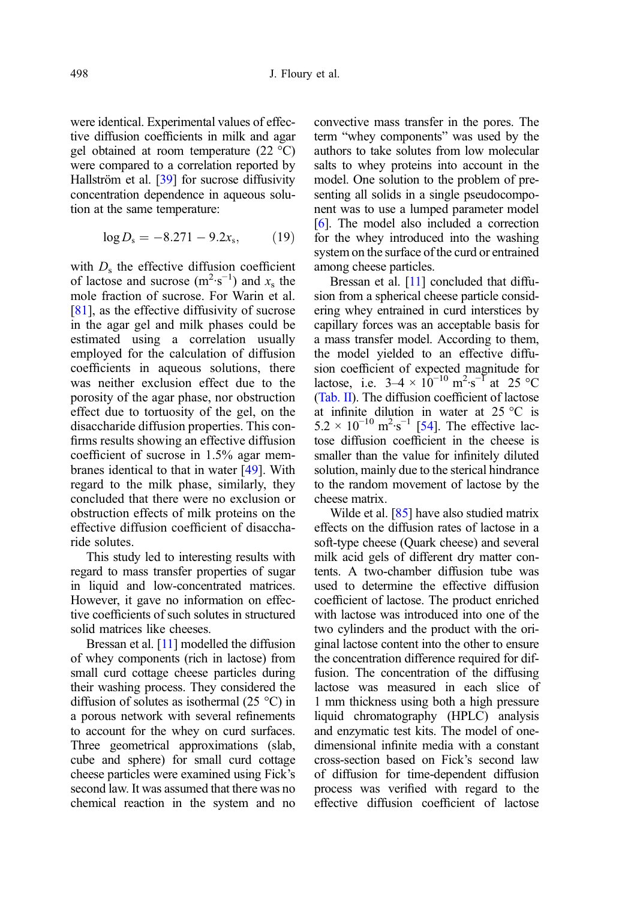were identical. Experimental values of effective diffusion coefficients in milk and agar gel obtained at room temperature (22 °C) were compared to a correlation reported by Hallström et al. [39] for sucrose diffusivity concentration dependence in aqueous solution at the same temperature:

$$\log D_s = -8.271 - 9.2x_s, \qquad (19)$$

with $D_s$ the effective diffusion coefficient of lactose and sucrose ($m^2 \cdot s^{-1}$) and $x_s$ the mole fraction of sucrose. For Warin et al. [81], as the effective diffusivity of sucrose in the agar gel and milk phases could be estimated using a correlation usually employed for the calculation of diffusion coefficients in aqueous solutions, there was neither exclusion effect due to the porosity of the agar phase, nor obstruction effect due to tortuosity of the gel, on the disaccharide diffusion properties. This confirms results showing an effective diffusion coefficient of sucrose in 1.5% agar membranes identical to that in water [49]. With regard to the milk phase, similarly, they concluded that there were no exclusion or obstruction effects of milk proteins on the effective diffusion coefficient of disaccharide solutes.

This study led to interesting results with regard to mass transfer properties of sugar in liquid and low-concentrated matrices. However, it gave no information on effective coefficients of such solutes in structured solid matrices like cheeses.

Bressan et al. [11] modelled the diffusion of whey components (rich in lactose) from small curd cottage cheese particles during their washing process. They considered the diffusion of solutes as isothermal (25 °C) in a porous network with several refinements to account for the whey on curd surfaces. Three geometrical approximations (slab, cube and sphere) for small curd cottage cheese particles were examined using Fick's second law. It was assumed that there was no chemical reaction in the system and no convective mass transfer in the pores. The term "whey components" was used by the authors to take solutes from low molecular salts to whey proteins into account in the model. One solution to the problem of presenting all solids in a single pseudocomponent was to use a lumped parameter model [6]. The model also included a correction for the whey introduced into the washing system on the surface of the curd or entrained among cheese particles.

Bressan et al. [11] concluded that diffusion from a spherical cheese particle considering whey entrained in curd interstices by capillary forces was an acceptable basis for a mass transfer model. According to them, the model yielded to an effective diffusion coefficient of expected magnitude for lactose, i.e. $3\text{–}4 \times 10^{-10}$ $m^2 \cdot s^{-1}$ at 25 °C (Tab. II). The diffusion coefficient of lactose at infinite dilution in water at 25 °C is $5.2 \times 10^{-10}$ $m^2 \cdot s^{-1}$ [54]. The effective lactose diffusion coefficient in the cheese is smaller than the value for infinitely diluted solution, mainly due to the sterical hindrance to the random movement of lactose by the cheese matrix.

Wilde et al. [85] have also studied matrix effects on the diffusion rates of lactose in a soft-type cheese (Quark cheese) and several milk acid gels of different dry matter contents. A two-chamber diffusion tube was used to determine the effective diffusion coefficient of lactose. The product enriched with lactose was introduced into one of the two cylinders and the product with the original lactose content into the other to ensure the concentration difference required for diffusion. The concentration of the diffusing lactose was measured in each slice of 1 mm thickness using both a high pressure liquid chromatography (HPLC) analysis and enzymatic test kits. The model of one-dimensional infinite media with a constant cross-section based on Fick's second law of diffusion for time-dependent diffusion process was verified with regard to the effective diffusion coefficient of lactose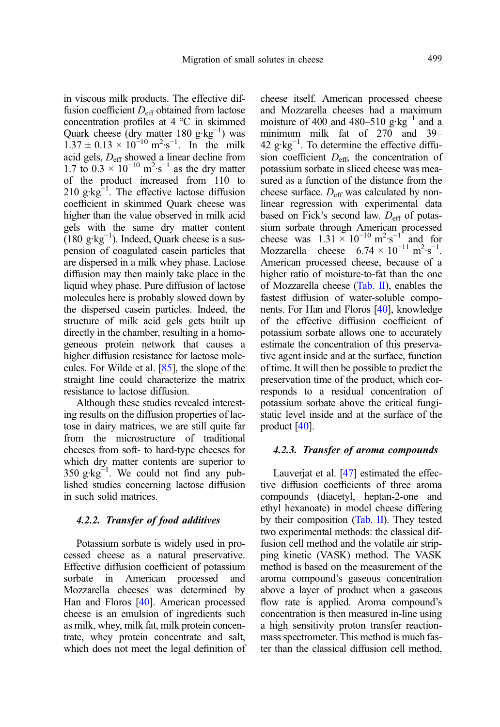in viscous milk products. The effective diffusion coefficient $D_{eff}$ obtained from lactose concentration profiles at 4 °C in skimmed Quark cheese (dry matter 180 g·kg$^{-1}$) was $1.37 \pm 0.13 \times 10^{-10}$ m$^2$·s$^{-1}$. In the milk acid gels, $D_{eff}$ showed a linear decline from 1.7 to $0.3 \times 10^{-10}$ m$^2$·s$^{-1}$ as the dry matter of the product increased from 110 to 210 g·kg$^{-1}$. The effective lactose diffusion coefficient in skimmed Quark cheese was higher than the value observed in milk acid gels with the same dry matter content (180 g·kg$^{-1}$). Indeed, Quark cheese is a suspension of coagulated casein particles that are dispersed in a milk whey phase. Lactose diffusion may then mainly take place in the liquid whey phase. Pure diffusion of lactose molecules here is probably slowed down by the dispersed casein particles. Indeed, the structure of milk acid gels gets built up directly in the chamber, resulting in a homogeneous protein network that causes a higher diffusion resistance for lactose molecules. For Wilde et al. [85], the slope of the straight line could characterize the matrix resistance to lactose diffusion.

Although these studies revealed interesting results on the diffusion properties of lactose in dairy matrices, we are still quite far from the microstructure of traditional cheeses from soft- to hard-type cheeses for which dry matter contents are superior to 350 g·kg$^{-1}$. We could not find any published studies concerning lactose diffusion in such solid matrices.

#### 4.2.2. Transfer of food additives

Potassium sorbate is widely used in processed cheese as a natural preservative. Effective diffusion coefficient of potassium sorbate in American processed and Mozzarella cheeses was determined by Han and Floros [40]. American processed cheese is an emulsion of ingredients such as milk, whey, milk fat, milk protein concentrate, whey protein concentrate and salt, which does not meet the legal definition of cheese itself. American processed cheese and Mozzarella cheeses had a maximum moisture of 400 and 480–510 g·kg$^{-1}$ and a minimum milk fat of 270 and 39–42 g·kg$^{-1}$. To determine the effective diffusion coefficient $D_{eff}$, the concentration of potassium sorbate in sliced cheese was measured as a function of the distance from the cheese surface. $D_{eff}$ was calculated by nonlinear regression with experimental data based on Fick's second law. $D_{eff}$ of potassium sorbate through American processed cheese was $1.31 \times 10^{-10}$ m$^2$·s$^{-1}$ and for Mozzarella cheese $6.74 \times 10^{-11}$ m$^2$·s$^{-1}$. American processed cheese, because of a higher ratio of moisture-to-fat than the one of Mozzarella cheese (Tab. II), enables the fastest diffusion of water-soluble components. For Han and Floros [40], knowledge of the effective diffusion coefficient of potassium sorbate allows one to accurately estimate the concentration of this preservative agent inside and at the surface, function of time. It will then be possible to predict the preservation time of the product, which corresponds to a residual concentration of potassium sorbate above the critical fungistatic level inside and at the surface of the product [40].

#### 4.2.3. Transfer of aroma compounds

Lauverjat et al. [47] estimated the effective diffusion coefficients of three aroma compounds (diacetyl, heptan-2-one and ethyl hexanoate) in model cheese differing by their composition (Tab. II). They tested two experimental methods: the classical diffusion cell method and the volatile air stripping kinetic (VASK) method. The VASK method is based on the measurement of the aroma compound's gaseous concentration above a layer of product when a gaseous flow rate is applied. Aroma compound's concentration is then measured in-line using a high sensitivity proton transfer reaction-mass spectrometer. This method is much faster than the classical diffusion cell method,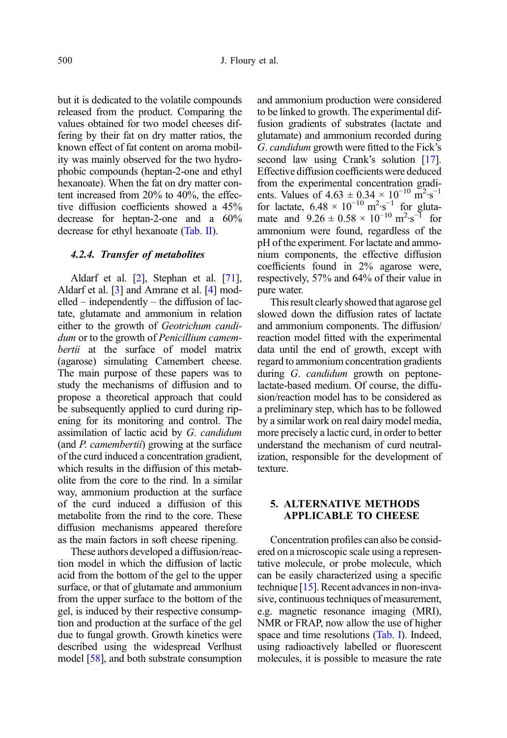but it is dedicated to the volatile compounds released from the product. Comparing the values obtained for two model cheeses differing by their fat on dry matter ratios, the known effect of fat content on aroma mobility was mainly observed for the two hydrophobic compounds (heptan-2-one and ethyl hexanoate). When the fat on dry matter content increased from 20% to 40%, the effective diffusion coefficients showed a 45% decrease for heptan-2-one and a 60% decrease for ethyl hexanoate (Tab. II).

#### 4.2.4. *Transfer of metabolites*

Aldarf et al. [2], Stephan et al. [71], Aldarf et al. [3] and Amrane et al. [4] modelled – independently – the diffusion of lactate, glutamate and ammonium in relation either to the growth of *Geotrichum candidum* or to the growth of *Penicillium camembertii* at the surface of model matrix (agarose) simulating Camembert cheese. The main purpose of these papers was to study the mechanisms of diffusion and to propose a theoretical approach that could be subsequently applied to curd during ripening for its monitoring and control. The assimilation of lactic acid by *G. candidum* (and *P. camembertii*) growing at the surface of the curd induced a concentration gradient, which results in the diffusion of this metabolite from the core to the rind. In a similar way, ammonium production at the surface of the curd induced a diffusion of this metabolite from the rind to the core. These diffusion mechanisms appeared therefore as the main factors in soft cheese ripening.

These authors developed a diffusion/reaction model in which the diffusion of lactic acid from the bottom of the gel to the upper surface, or that of glutamate and ammonium from the upper surface to the bottom of the gel, is induced by their respective consumption and production at the surface of the gel due to fungal growth. Growth kinetics were described using the widespread Verlhust model [58], and both substrate consumption and ammonium production were considered to be linked to growth. The experimental diffusion gradients of substrates (lactate and glutamate) and ammonium recorded during *G. candidum* growth were fitted to the Fick's second law using Crank's solution [17]. Effective diffusion coefficients were deduced from the experimental concentration gradients. Values of $4.63 \pm 0.34 \times 10^{-10}$ $m^2 \cdot s^{-1}$ for lactate, $6.48 \times 10^{-10}$ $m^2 \cdot s^{-1}$ for glutamate and $9.26 \pm 0.58 \times 10^{-10}$ $m^2 \cdot s^{-1}$ for ammonium were found, regardless of the pH of the experiment. For lactate and ammonium components, the effective diffusion coefficients found in 2% agarose were, respectively, 57% and 64% of their value in pure water.

This result clearly showed that agarose gel slowed down the diffusion rates of lactate and ammonium components. The diffusion/reaction model fitted with the experimental data until the end of growth, except with regard to ammonium concentration gradients during *G. candidum* growth on peptone-lactate-based medium. Of course, the diffusion/reaction model has to be considered as a preliminary step, which has to be followed by a similar work on real dairy model media, more precisely a lactic curd, in order to better understand the mechanism of curd neutralization, responsible for the development of texture.

## 5. ALTERNATIVE METHODS APPLICABLE TO CHEESE

Concentration profiles can also be considered on a microscopic scale using a representative molecule, or probe molecule, which can be easily characterized using a specific technique [15]. Recent advances in non-invasive, continuous techniques of measurement, e.g. magnetic resonance imaging (MRI), NMR or FRAP, now allow the use of higher space and time resolutions (Tab. I). Indeed, using radioactively labelled or fluorescent molecules, it is possible to measure the rate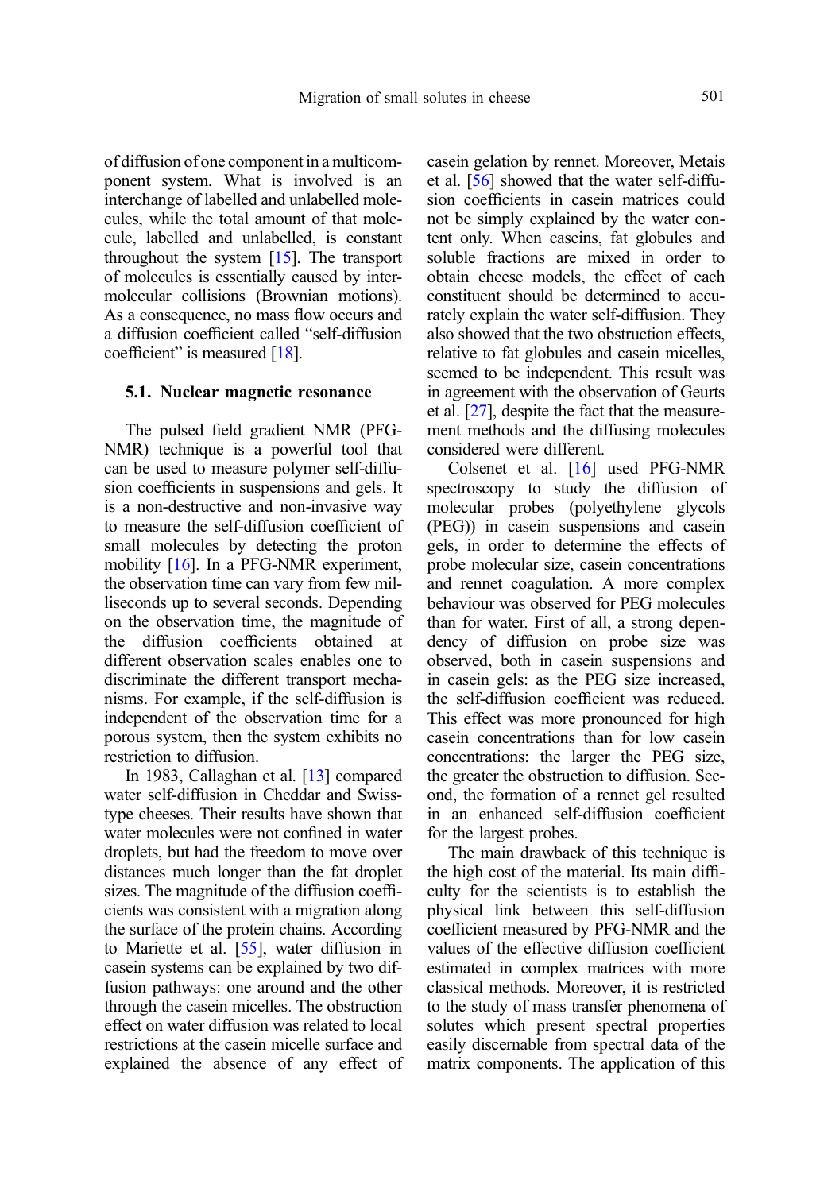of diffusion of one component in a multicomponent system. What is involved is an interchange of labelled and unlabelled molecules, while the total amount of that molecule, labelled and unlabelled, is constant throughout the system [15]. The transport of molecules is essentially caused by intermolecular collisions (Brownian motions). As a consequence, no mass flow occurs and a diffusion coefficient called "self-diffusion coefficient" is measured [18].

### 5.1. Nuclear magnetic resonance

The pulsed field gradient NMR (PFG-NMR) technique is a powerful tool that can be used to measure polymer self-diffusion coefficients in suspensions and gels. It is a non-destructive and non-invasive way to measure the self-diffusion coefficient of small molecules by detecting the proton mobility [16]. In a PFG-NMR experiment, the observation time can vary from few milliseconds up to several seconds. Depending on the observation time, the magnitude of the diffusion coefficients obtained at different observation scales enables one to discriminate the different transport mechanisms. For example, if the self-diffusion is independent of the observation time for a porous system, then the system exhibits no restriction to diffusion.

In 1983, Callaghan et al. [13] compared water self-diffusion in Cheddar and Swiss-type cheeses. Their results have shown that water molecules were not confined in water droplets, but had the freedom to move over distances much longer than the fat droplet sizes. The magnitude of the diffusion coefficients was consistent with a migration along the surface of the protein chains. According to Mariette et al. [55], water diffusion in casein systems can be explained by two diffusion pathways: one around and the other through the casein micelles. The obstruction effect on water diffusion was related to local restrictions at the casein micelle surface and explained the absence of any effect of casein gelation by rennet. Moreover, Metais et al. [56] showed that the water self-diffusion coefficients in casein matrices could not be simply explained by the water content only. When caseins, fat globules and soluble fractions are mixed in order to obtain cheese models, the effect of each constituent should be determined to accurately explain the water self-diffusion. They also showed that the two obstruction effects, relative to fat globules and casein micelles, seemed to be independent. This result was in agreement with the observation of Geurts et al. [27], despite the fact that the measurement methods and the diffusing molecules considered were different.

Colsenet et al. [16] used PFG-NMR spectroscopy to study the diffusion of molecular probes (polyethylene glycols (PEG)) in casein suspensions and casein gels, in order to determine the effects of probe molecular size, casein concentrations and rennet coagulation. A more complex behaviour was observed for PEG molecules than for water. First of all, a strong dependency of diffusion on probe size was observed, both in casein suspensions and in casein gels: as the PEG size increased, the self-diffusion coefficient was reduced. This effect was more pronounced for high casein concentrations than for low casein concentrations: the larger the PEG size, the greater the obstruction to diffusion. Second, the formation of a rennet gel resulted in an enhanced self-diffusion coefficient for the largest probes.

The main drawback of this technique is the high cost of the material. Its main difficulty for the scientists is to establish the physical link between this self-diffusion coefficient measured by PFG-NMR and the values of the effective diffusion coefficient estimated in complex matrices with more classical methods. Moreover, it is restricted to the study of mass transfer phenomena of solutes which present spectral properties easily discernable from spectral data of the matrix components. The application of this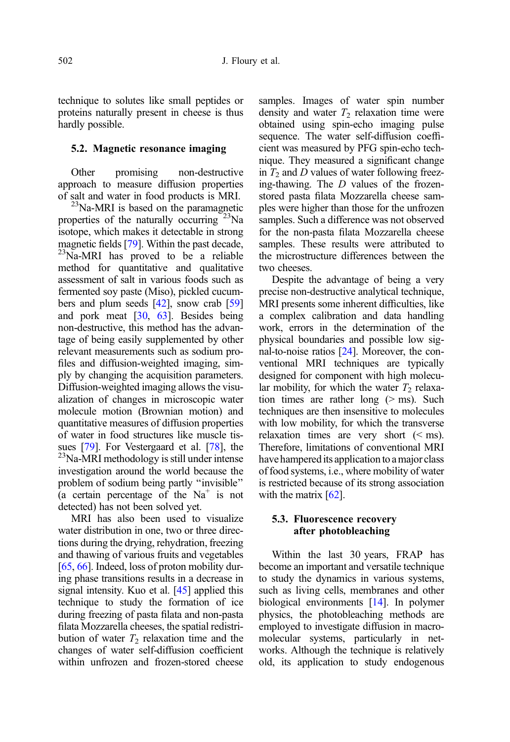technique to solutes like small peptides or proteins naturally present in cheese is thus hardly possible.

### 5.2. Magnetic resonance imaging

Other promising non-destructive approach to measure diffusion properties of salt and water in food products is MRI. $^{23}$Na-MRI is based on the paramagnetic properties of the naturally occurring $^{23}$Na isotope, which makes it detectable in strong magnetic fields [79]. Within the past decade, $^{23}$Na-MRI has proved to be a reliable method for quantitative and qualitative assessment of salt in various foods such as fermented soy paste (Miso), pickled cucumbers and plum seeds [42], snow crab [59] and pork meat [30, 63]. Besides being non-destructive, this method has the advantage of being easily supplemented by other relevant measurements such as sodium profiles and diffusion-weighted imaging, simply by changing the acquisition parameters. Diffusion-weighted imaging allows the visualization of changes in microscopic water molecule motion (Brownian motion) and quantitative measures of diffusion properties of water in food structures like muscle tissues [79]. For Vestergaard et al. [78], the $^{23}$Na-MRI methodology is still under intense investigation around the world because the problem of sodium being partly "invisible" (a certain percentage of the $Na^+$ is not detected) has not been solved yet.

MRI has also been used to visualize water distribution in one, two or three directions during the drying, rehydration, freezing and thawing of various fruits and vegetables [65, 66]. Indeed, loss of proton mobility during phase transitions results in a decrease in signal intensity. Kuo et al. [45] applied this technique to study the formation of ice during freezing of pasta filata and non-pasta filata Mozzarella cheeses, the spatial redistribution of water $T_2$ relaxation time and the changes of water self-diffusion coefficient within unfrozen and frozen-stored cheese samples. Images of water spin number density and water $T_2$ relaxation time were obtained using spin-echo imaging pulse sequence. The water self-diffusion coefficient was measured by PFG spin-echo technique. They measured a significant change in $T_2$ and $D$ values of water following freezing-thawing. The $D$ values of the frozen-stored pasta filata Mozzarella cheese samples were higher than those for the unfrozen samples. Such a difference was not observed for the non-pasta filata Mozzarella cheese samples. These results were attributed to the microstructure differences between the two cheeses.

Despite the advantage of being a very precise non-destructive analytical technique, MRI presents some inherent difficulties, like a complex calibration and data handling work, errors in the determination of the physical boundaries and possible low signal-to-noise ratios [24]. Moreover, the conventional MRI techniques are typically designed for component with high molecular mobility, for which the water $T_2$ relaxation times are rather long (> ms). Such techniques are then insensitive to molecules with low mobility, for which the transverse relaxation times are very short (< ms). Therefore, limitations of conventional MRI have hampered its application to a major class of food systems, i.e., where mobility of water is restricted because of its strong association with the matrix [62].

### 5.3. Fluorescence recovery after photobleaching

Within the last 30 years, FRAP has become an important and versatile technique to study the dynamics in various systems, such as living cells, membranes and other biological environments [14]. In polymer physics, the photobleaching methods are employed to investigate diffusion in macromolecular systems, particularly in networks. Although the technique is relatively old, its application to study endogenous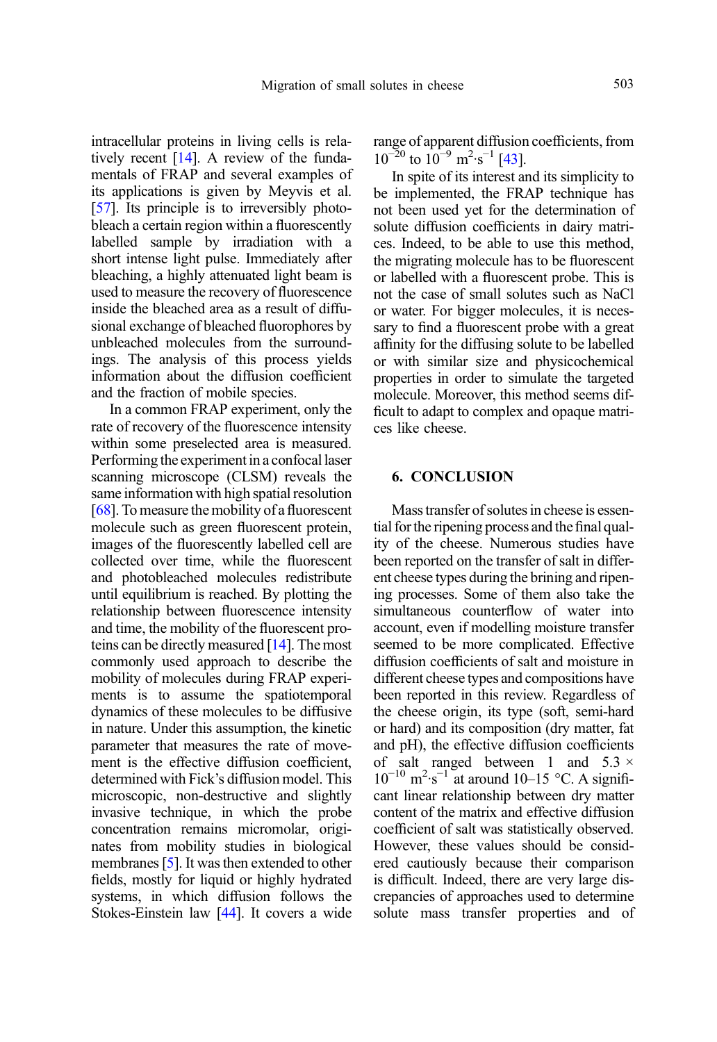intracellular proteins in living cells is relatively recent [14]. A review of the fundamentals of FRAP and several examples of its applications is given by Meyvis et al. [57]. Its principle is to irreversibly photobleach a certain region within a fluorescently labelled sample by irradiation with a short intense light pulse. Immediately after bleaching, a highly attenuated light beam is used to measure the recovery of fluorescence inside the bleached area as a result of diffusional exchange of bleached fluorophores by unbleached molecules from the surroundings. The analysis of this process yields information about the diffusion coefficient and the fraction of mobile species.

In a common FRAP experiment, only the rate of recovery of the fluorescence intensity within some preselected area is measured. Performing the experiment in a confocal laser scanning microscope (CLSM) reveals the same information with high spatial resolution [68]. To measure the mobility of a fluorescent molecule such as green fluorescent protein, images of the fluorescently labelled cell are collected over time, while the fluorescent and photobleached molecules redistribute until equilibrium is reached. By plotting the relationship between fluorescence intensity and time, the mobility of the fluorescent proteins can be directly measured [14]. The most commonly used approach to describe the mobility of molecules during FRAP experiments is to assume the spatiotemporal dynamics of these molecules to be diffusive in nature. Under this assumption, the kinetic parameter that measures the rate of movement is the effective diffusion coefficient, determined with Fick's diffusion model. This microscopic, non-destructive and slightly invasive technique, in which the probe concentration remains micromolar, originates from mobility studies in biological membranes [5]. It was then extended to other fields, mostly for liquid or highly hydrated systems, in which diffusion follows the Stokes-Einstein law [44]. It covers a wide range of apparent diffusion coefficients, from $10^{-20}$ to $10^{-9}$ $m^2{\cdot}s^{-1}$ [43].

In spite of its interest and its simplicity to be implemented, the FRAP technique has not been used yet for the determination of solute diffusion coefficients in dairy matrices. Indeed, to be able to use this method, the migrating molecule has to be fluorescent or labelled with a fluorescent probe. This is not the case of small solutes such as NaCl or water. For bigger molecules, it is necessary to find a fluorescent probe with a great affinity for the diffusing solute to be labelled or with similar size and physicochemical properties in order to simulate the targeted molecule. Moreover, this method seems difficult to adapt to complex and opaque matrices like cheese.

## 6. CONCLUSION

Mass transfer of solutes in cheese is essential for the ripening process and the final quality of the cheese. Numerous studies have been reported on the transfer of salt in different cheese types during the brining and ripening processes. Some of them also take the simultaneous counterflow of water into account, even if modelling moisture transfer seemed to be more complicated. Effective diffusion coefficients of salt and moisture in different cheese types and compositions have been reported in this review. Regardless of the cheese origin, its type (soft, semi-hard or hard) and its composition (dry matter, fat and pH), the effective diffusion coefficients of salt ranged between 1 and $5.3 \times 10^{-10}$ $m^2{\cdot}s^{-1}$ at around 10–15 °C. A significant linear relationship between dry matter content of the matrix and effective diffusion coefficient of salt was statistically observed. However, these values should be considered cautiously because their comparison is difficult. Indeed, there are very large discrepancies of approaches used to determine solute mass transfer properties and of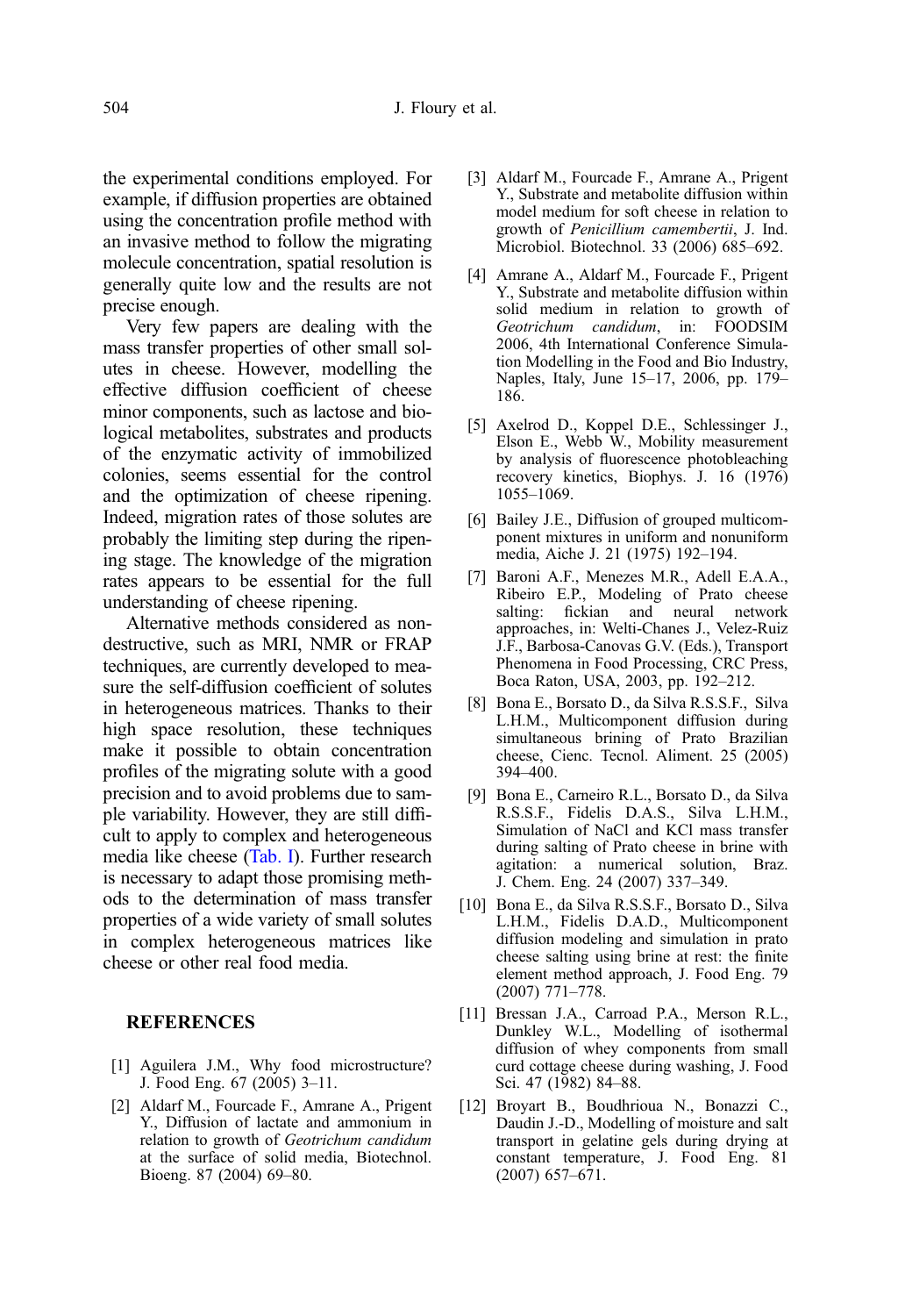the experimental conditions employed. For example, if diffusion properties are obtained using the concentration profile method with an invasive method to follow the migrating molecule concentration, spatial resolution is generally quite low and the results are not precise enough.

Very few papers are dealing with the mass transfer properties of other small solutes in cheese. However, modelling the effective diffusion coefficient of cheese minor components, such as lactose and biological metabolites, substrates and products of the enzymatic activity of immobilized colonies, seems essential for the control and the optimization of cheese ripening. Indeed, migration rates of those solutes are probably the limiting step during the ripening stage. The knowledge of the migration rates appears to be essential for the full understanding of cheese ripening.

Alternative methods considered as non-destructive, such as MRI, NMR or FRAP techniques, are currently developed to measure the self-diffusion coefficient of solutes in heterogeneous matrices. Thanks to their high space resolution, these techniques make it possible to obtain concentration profiles of the migrating solute with a good precision and to avoid problems due to sample variability. However, they are still difficult to apply to complex and heterogeneous media like cheese (Tab. I). Further research is necessary to adapt those promising methods to the determination of mass transfer properties of a wide variety of small solutes in complex heterogeneous matrices like cheese or other real food media.

## REFERENCES

[1] Aguilera J.M., Why food microstructure? J. Food Eng. 67 (2005) 3–11.

[2] Aldarf M., Fourcade F., Amrane A., Prigent Y., Diffusion of lactate and ammonium in relation to growth of *Geotrichum candidum* at the surface of solid media, Biotechnol. Bioeng. 87 (2004) 69–80.

[3] Aldarf M., Fourcade F., Amrane A., Prigent Y., Substrate and metabolite diffusion within model medium for soft cheese in relation to growth of *Penicillium camembertii*, J. Ind. Microbiol. Biotechnol. 33 (2006) 685–692.

[4] Amrane A., Aldarf M., Fourcade F., Prigent Y., Substrate and metabolite diffusion within solid medium in relation to growth of *Geotrichum candidum*, in: FOODSIM 2006, 4th International Conference Simulation Modelling in the Food and Bio Industry, Naples, Italy, June 15–17, 2006, pp. 179–186.

[5] Axelrod D., Koppel D.E., Schlessinger J., Elson E., Webb W., Mobility measurement by analysis of fluorescence photobleaching recovery kinetics, Biophys. J. 16 (1976) 1055–1069.

[6] Bailey J.E., Diffusion of grouped multicomponent mixtures in uniform and nonuniform media, Aiche J. 21 (1975) 192–194.

[7] Baroni A.F., Menezes M.R., Adell E.A.A., Ribeiro E.P., Modeling of Prato cheese salting: fickian and neural network approaches, in: Welti-Chanes J., Velez-Ruiz J.F., Barbosa-Canovas G.V. (Eds.), Transport Phenomena in Food Processing, CRC Press, Boca Raton, USA, 2003, pp. 192–212.

[8] Bona E., Borsato D., da Silva R.S.S.F., Silva L.H.M., Multicomponent diffusion during simultaneous brining of Prato Brazilian cheese, Cienc. Tecnol. Aliment. 25 (2005) 394–400.

[9] Bona E., Carneiro R.L., Borsato D., da Silva R.S.S.F., Fidelis D.A.S., Silva L.H.M., Simulation of NaCl and KCl mass transfer during salting of Prato cheese in brine with agitation: a numerical solution, Braz. J. Chem. Eng. 24 (2007) 337–349.

[10] Bona E., da Silva R.S.S.F., Borsato D., Silva L.H.M., Fidelis D.A.D., Multicomponent diffusion modeling and simulation in prato cheese salting using brine at rest: the finite element method approach, J. Food Eng. 79 (2007) 771–778.

[11] Bressan J.A., Carroad P.A., Merson R.L., Dunkley W.L., Modelling of isothermal diffusion of whey components from small curd cottage cheese during washing, J. Food Sci. 47 (1982) 84–88.

[12] Broyart B., Boudhrioua N., Bonazzi C., Daudin J.-D., Modelling of moisture and salt transport in gelatine gels during drying at constant temperature, J. Food Eng. 81 (2007) 657–671.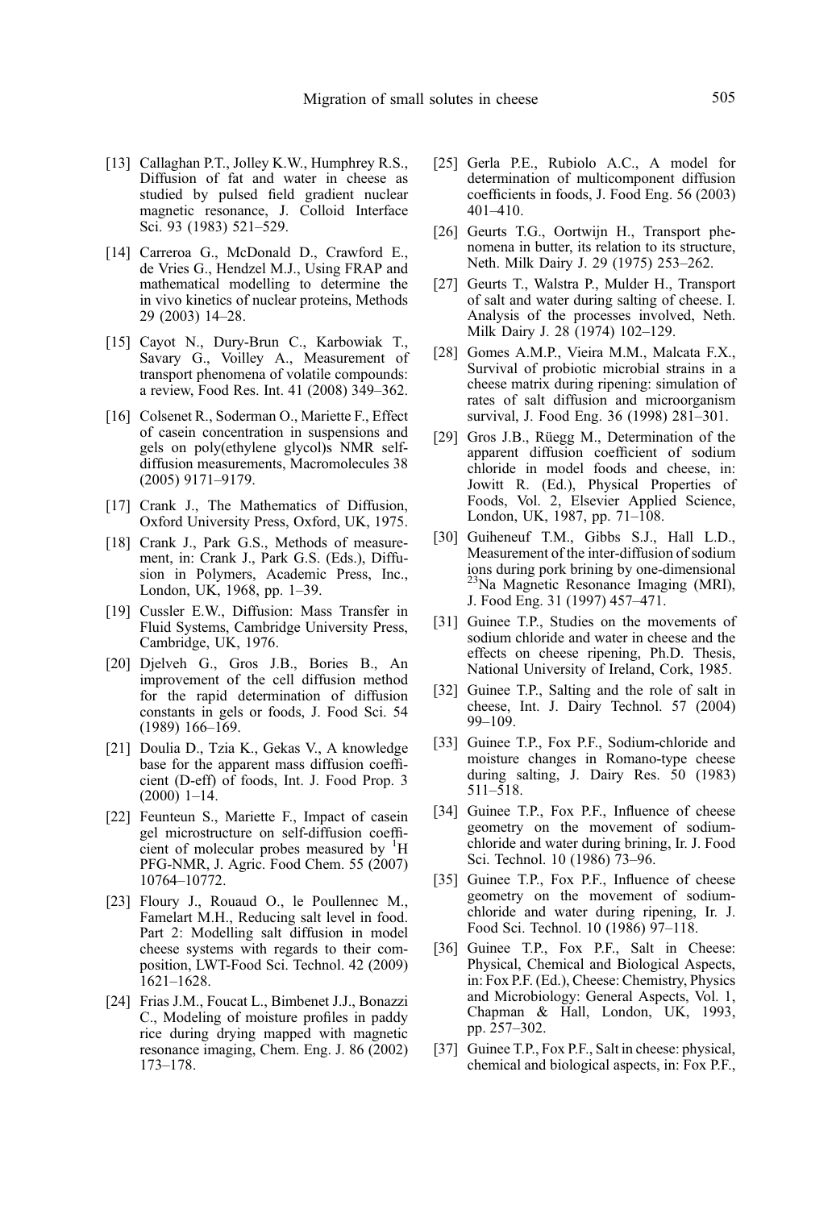[13] Callaghan P.T., Jolley K.W., Humphrey R.S., Diffusion of fat and water in cheese as studied by pulsed field gradient nuclear magnetic resonance, J. Colloid Interface Sci. 93 (1983) 521–529.

[14] Carreroa G., McDonald D., Crawford E., de Vries G., Hendzel M.J., Using FRAP and mathematical modelling to determine the in vivo kinetics of nuclear proteins, Methods 29 (2003) 14–28.

[15] Cayot N., Dury-Brun C., Karbowiak T., Savary G., Voilley A., Measurement of transport phenomena of volatile compounds: a review, Food Res. Int. 41 (2008) 349–362.

[16] Colsenet R., Soderman O., Mariette F., Effect of casein concentration in suspensions and gels on poly(ethylene glycol)s NMR self-diffusion measurements, Macromolecules 38 (2005) 9171–9179.

[17] Crank J., The Mathematics of Diffusion, Oxford University Press, Oxford, UK, 1975.

[18] Crank J., Park G.S., Methods of measurement, in: Crank J., Park G.S. (Eds.), Diffusion in Polymers, Academic Press, Inc., London, UK, 1968, pp. 1–39.

[19] Cussler E.W., Diffusion: Mass Transfer in Fluid Systems, Cambridge University Press, Cambridge, UK, 1976.

[20] Djelveh G., Gros J.B., Bories B., An improvement of the cell diffusion method for the rapid determination of diffusion constants in gels or foods, J. Food Sci. 54 (1989) 166–169.

[21] Doulia D., Tzia K., Gekas V., A knowledge base for the apparent mass diffusion coefficient (D-eff) of foods, Int. J. Food Prop. 3 (2000) 1–14.

[22] Feunteun S., Mariette F., Impact of casein gel microstructure on self-diffusion coefficient of molecular probes measured by $^{1}$H PFG-NMR, J. Agric. Food Chem. 55 (2007) 10764–10772.

[23] Floury J., Rouaud O., le Poullennec M., Famelart M.H., Reducing salt level in food. Part 2: Modelling salt diffusion in model cheese systems with regards to their composition, LWT-Food Sci. Technol. 42 (2009) 1621–1628.

[24] Frias J.M., Foucat L., Bimbenet J.J., Bonazzi C., Modeling of moisture profiles in paddy rice during drying mapped with magnetic resonance imaging, Chem. Eng. J. 86 (2002) 173–178.

[25] Gerla P.E., Rubiolo A.C., A model for determination of multicomponent diffusion coefficients in foods, J. Food Eng. 56 (2003) 401–410.

[26] Geurts T.G., Oortwijn H., Transport phenomena in butter, its relation to its structure, Neth. Milk Dairy J. 29 (1975) 253–262.

[27] Geurts T., Walstra P., Mulder H., Transport of salt and water during salting of cheese. I. Analysis of the processes involved, Neth. Milk Dairy J. 28 (1974) 102–129.

[28] Gomes A.M.P., Vieira M.M., Malcata F.X., Survival of probiotic microbial strains in a cheese matrix during ripening: simulation of rates of salt diffusion and microorganism survival, J. Food Eng. 36 (1998) 281–301.

[29] Gros J.B., Rüegg M., Determination of the apparent diffusion coefficient of sodium chloride in model foods and cheese, in: Jowitt R. (Ed.), Physical Properties of Foods, Vol. 2, Elsevier Applied Science, London, UK, 1987, pp. 71–108.

[30] Guiheneuf T.M., Gibbs S.J., Hall L.D., Measurement of the inter-diffusion of sodium ions during pork brining by one-dimensional $^{23}$Na Magnetic Resonance Imaging (MRI), J. Food Eng. 31 (1997) 457–471.

[31] Guinee T.P., Studies on the movements of sodium chloride and water in cheese and the effects on cheese ripening, Ph.D. Thesis, National University of Ireland, Cork, 1985.

[32] Guinee T.P., Salting and the role of salt in cheese, Int. J. Dairy Technol. 57 (2004) 99–109.

[33] Guinee T.P., Fox P.F., Sodium-chloride and moisture changes in Romano-type cheese during salting, J. Dairy Res. 50 (1983) 511–518.

[34] Guinee T.P., Fox P.F., Influence of cheese geometry on the movement of sodium-chloride and water during brining, Ir. J. Food Sci. Technol. 10 (1986) 73–96.

[35] Guinee T.P., Fox P.F., Influence of cheese geometry on the movement of sodium-chloride and water during ripening, Ir. J. Food Sci. Technol. 10 (1986) 97–118.

[36] Guinee T.P., Fox P.F., Salt in Cheese: Physical, Chemical and Biological Aspects, in: Fox P.F. (Ed.), Cheese: Chemistry, Physics and Microbiology: General Aspects, Vol. 1, Chapman & Hall, London, UK, 1993, pp. 257–302.

[37] Guinee T.P., Fox P.F., Salt in cheese: physical, chemical and biological aspects, in: Fox P.F.,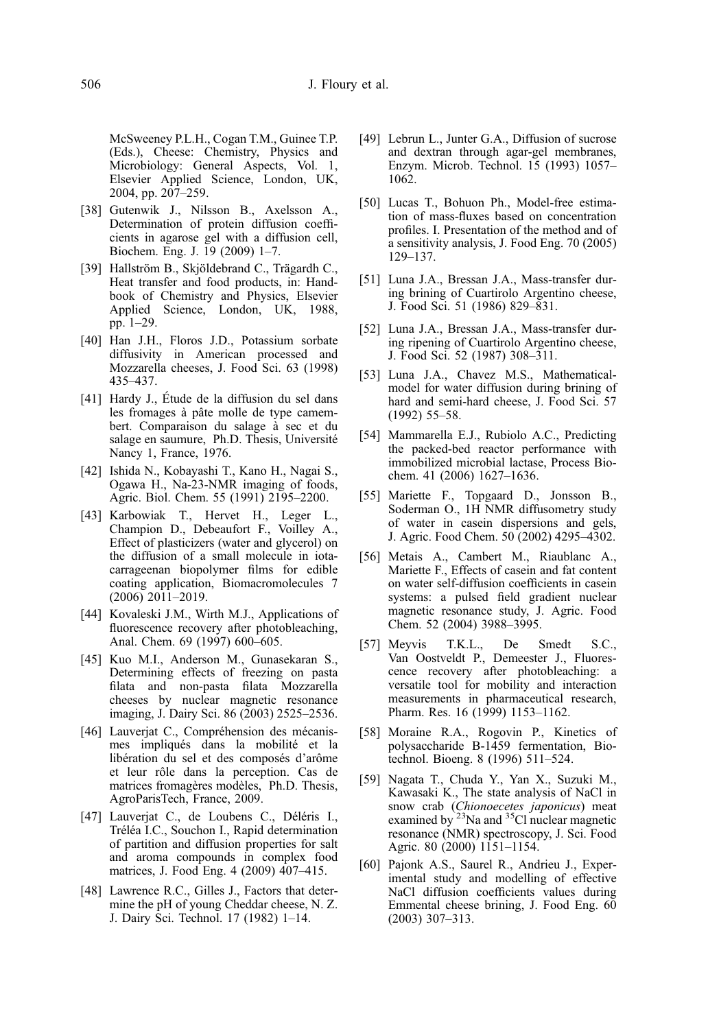McSweeney P.L.H., Cogan T.M., Guinee T.P. (Eds.), Cheese: Chemistry, Physics and Microbiology: General Aspects, Vol. 1, Elsevier Applied Science, London, UK, 2004, pp. 207–259.

[38] Gutenwik J., Nilsson B., Axelsson A., Determination of protein diffusion coefficients in agarose gel with a diffusion cell, Biochem. Eng. J. 19 (2009) 1–7.

[39] Hallström B., Skjöldebrand C., Trägardh C., Heat transfer and food products, in: Handbook of Chemistry and Physics, Elsevier Applied Science, London, UK, 1988, pp. 1–29.

[40] Han J.H., Floros J.D., Potassium sorbate diffusivity in American processed and Mozzarella cheeses, J. Food Sci. 63 (1998) 435–437.

[41] Hardy J., Étude de la diffusion du sel dans les fromages à pâte molle de type camembert. Comparaison du salage à sec et du salage en saumure, Ph.D. Thesis, Université Nancy 1, France, 1976.

[42] Ishida N., Kobayashi T., Kano H., Nagai S., Ogawa H., Na-23-NMR imaging of foods, Agric. Biol. Chem. 55 (1991) 2195–2200.

[43] Karbowiak T., Hervet H., Leger L., Champion D., Debeaufort F., Voilley A., Effect of plasticizers (water and glycerol) on the diffusion of a small molecule in iota-carrageenan biopolymer films for edible coating application, Biomacromolecules 7 (2006) 2011–2019.

[44] Kovaleski J.M., Wirth M.J., Applications of fluorescence recovery after photobleaching, Anal. Chem. 69 (1997) 600–605.

[45] Kuo M.I., Anderson M., Gunasekaran S., Determining effects of freezing on pasta filata and non-pasta filata Mozzarella cheeses by nuclear magnetic resonance imaging, J. Dairy Sci. 86 (2003) 2525–2536.

[46] Lauverjat C., Compréhension des mécanismes impliqués dans la mobilité et la libération du sel et des composés d'arôme et leur rôle dans la perception. Cas de matrices fromagères modèles, Ph.D. Thesis, AgroParisTech, France, 2009.

[47] Lauverjat C., de Loubens C., Déléris I., Tréléa I.C., Souchon I., Rapid determination of partition and diffusion properties for salt and aroma compounds in complex food matrices, J. Food Eng. 4 (2009) 407–415.

[48] Lawrence R.C., Gilles J., Factors that determine the pH of young Cheddar cheese, N. Z. J. Dairy Sci. Technol. 17 (1982) 1–14.

[49] Lebrun L., Junter G.A., Diffusion of sucrose and dextran through agar-gel membranes, Enzym. Microb. Technol. 15 (1993) 1057–1062.

[50] Lucas T., Bohuon Ph., Model-free estimation of mass-fluxes based on concentration profiles. I. Presentation of the method and of a sensitivity analysis, J. Food Eng. 70 (2005) 129–137.

[51] Luna J.A., Bressan J.A., Mass-transfer during brining of Cuartirolo Argentino cheese, J. Food Sci. 51 (1986) 829–831.

[52] Luna J.A., Bressan J.A., Mass-transfer during ripening of Cuartirolo Argentino cheese, J. Food Sci. 52 (1987) 308–311.

[53] Luna J.A., Chavez M.S., Mathematical-model for water diffusion during brining of hard and semi-hard cheese, J. Food Sci. 57 (1992) 55–58.

[54] Mammarella E.J., Rubiolo A.C., Predicting the packed-bed reactor performance with immobilized microbial lactase, Process Biochem. 41 (2006) 1627–1636.

[55] Mariette F., Topgaard D., Jonsson B., Soderman O., 1H NMR diffusometry study of water in casein dispersions and gels, J. Agric. Food Chem. 50 (2002) 4295–4302.

[56] Metais A., Cambert M., Riaublanc A., Mariette F., Effects of casein and fat content on water self-diffusion coefficients in casein systems: a pulsed field gradient nuclear magnetic resonance study, J. Agric. Food Chem. 52 (2004) 3988–3995.

[57] Meyvis T.K.L., De Smedt S.C., Van Oostveldt P., Demeester J., Fluorescence recovery after photobleaching: a versatile tool for mobility and interaction measurements in pharmaceutical research, Pharm. Res. 16 (1999) 1153–1162.

[58] Moraine R.A., Rogovin P., Kinetics of polysaccharide B-1459 fermentation, Biotechnol. Bioeng. 8 (1996) 511–524.

[59] Nagata T., Chuda Y., Yan X., Suzuki M., Kawasaki K., The state analysis of NaCl in snow crab (*Chionoecetes japonicus*) meat examined by $^{23}$Na and $^{35}$Cl nuclear magnetic resonance (NMR) spectroscopy, J. Sci. Food Agric. 80 (2000) 1151–1154.

[60] Pajonk A.S., Saurel R., Andrieu J., Experimental study and modelling of effective NaCl diffusion coefficients values during Emmental cheese brining, J. Food Eng. 60 (2003) 307–313.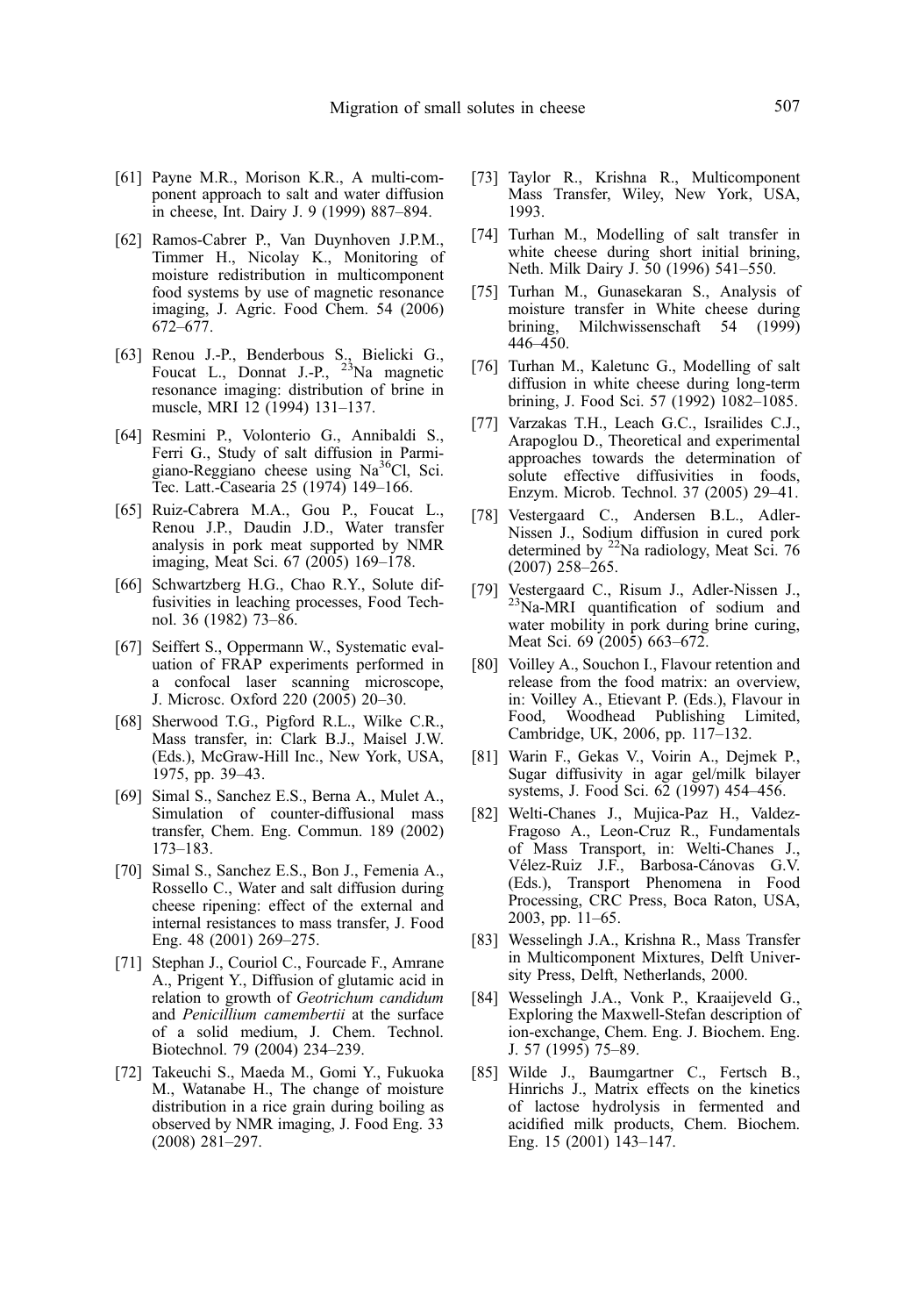[61] Payne M.R., Morison K.R., A multi-component approach to salt and water diffusion in cheese, Int. Dairy J. 9 (1999) 887–894.

[62] Ramos-Cabrer P., Van Duynhoven J.P.M., Timmer H., Nicolay K., Monitoring of moisture redistribution in multicomponent food systems by use of magnetic resonance imaging, J. Agric. Food Chem. 54 (2006) 672–677.

[63] Renou J.-P., Benderbous S., Bielicki G., Foucat L., Donnat J.-P., $^{23}$Na magnetic resonance imaging: distribution of brine in muscle, MRI 12 (1994) 131–137.

[64] Resmini P., Volonterio G., Annibaldi S., Ferri G., Study of salt diffusion in Parmigiano-Reggiano cheese using Na$^{36}$Cl, Sci. Tec. Latt.-Casearia 25 (1974) 149–166.

[65] Ruiz-Cabrera M.A., Gou P., Foucat L., Renou J.P., Daudin J.D., Water transfer analysis in pork meat supported by NMR imaging, Meat Sci. 67 (2005) 169–178.

[66] Schwartzberg H.G., Chao R.Y., Solute diffusivities in leaching processes, Food Technol. 36 (1982) 73–86.

[67] Seiffert S., Oppermann W., Systematic evaluation of FRAP experiments performed in a confocal laser scanning microscope, J. Microsc. Oxford 220 (2005) 20–30.

[68] Sherwood T.G., Pigford R.L., Wilke C.R., Mass transfer, in: Clark B.J., Maisel J.W. (Eds.), McGraw-Hill Inc., New York, USA, 1975, pp. 39–43.

[69] Simal S., Sanchez E.S., Berna A., Mulet A., Simulation of counter-diffusional mass transfer, Chem. Eng. Commun. 189 (2002) 173–183.

[70] Simal S., Sanchez E.S., Bon J., Femenia A., Rossello C., Water and salt diffusion during cheese ripening: effect of the external and internal resistances to mass transfer, J. Food Eng. 48 (2001) 269–275.

[71] Stephan J., Couriol C., Fourcade F., Amrane A., Prigent Y., Diffusion of glutamic acid in relation to growth of *Geotrichum candidum* and *Penicillium camembertii* at the surface of a solid medium, J. Chem. Technol. Biotechnol. 79 (2004) 234–239.

[72] Takeuchi S., Maeda M., Gomi Y., Fukuoka M., Watanabe H., The change of moisture distribution in a rice grain during boiling as observed by NMR imaging, J. Food Eng. 33 (2008) 281–297.

[73] Taylor R., Krishna R., Multicomponent Mass Transfer, Wiley, New York, USA, 1993.

[74] Turhan M., Modelling of salt transfer in white cheese during short initial brining, Neth. Milk Dairy J. 50 (1996) 541–550.

[75] Turhan M., Gunasekaran S., Analysis of moisture transfer in White cheese during brining, Milchwissenschaft 54 (1999) 446–450.

[76] Turhan M., Kaletunc G., Modelling of salt diffusion in white cheese during long-term brining, J. Food Sci. 57 (1992) 1082–1085.

[77] Varzakas T.H., Leach G.C., Israilides C.J., Arapoglou D., Theoretical and experimental approaches towards the determination of solute effective diffusivities in foods, Enzym. Microb. Technol. 37 (2005) 29–41.

[78] Vestergaard C., Andersen B.L., Adler-Nissen J., Sodium diffusion in cured pork determined by $^{22}$Na radiology, Meat Sci. 76 (2007) 258–265.

[79] Vestergaard C., Risum J., Adler-Nissen J., $^{23}$Na-MRI quantification of sodium and water mobility in pork during brine curing, Meat Sci. 69 (2005) 663–672.

[80] Voilley A., Souchon I., Flavour retention and release from the food matrix: an overview, in: Voilley A., Etievant P. (Eds.), Flavour in Food, Woodhead Publishing Limited, Cambridge, UK, 2006, pp. 117–132.

[81] Warin F., Gekas V., Voirin A., Dejmek P., Sugar diffusivity in agar gel/milk bilayer systems, J. Food Sci. 62 (1997) 454–456.

[82] Welti-Chanes J., Mujica-Paz H., Valdez-Fragoso A., Leon-Cruz R., Fundamentals of Mass Transport, in: Welti-Chanes J., Vélez-Ruiz J.F., Barbosa-Cánovas G.V. (Eds.), Transport Phenomena in Food Processing, CRC Press, Boca Raton, USA, 2003, pp. 11–65.

[83] Wesselingh J.A., Krishna R., Mass Transfer in Multicomponent Mixtures, Delft University Press, Delft, Netherlands, 2000.

[84] Wesselingh J.A., Vonk P., Kraaijeveld G., Exploring the Maxwell-Stefan description of ion-exchange, Chem. Eng. J. Biochem. Eng. J. 57 (1995) 75–89.

[85] Wilde J., Baumgartner C., Fertsch B., Hinrichs J., Matrix effects on the kinetics of lactose hydrolysis in fermented and acidified milk products, Chem. Biochem. Eng. 15 (2001) 143–147.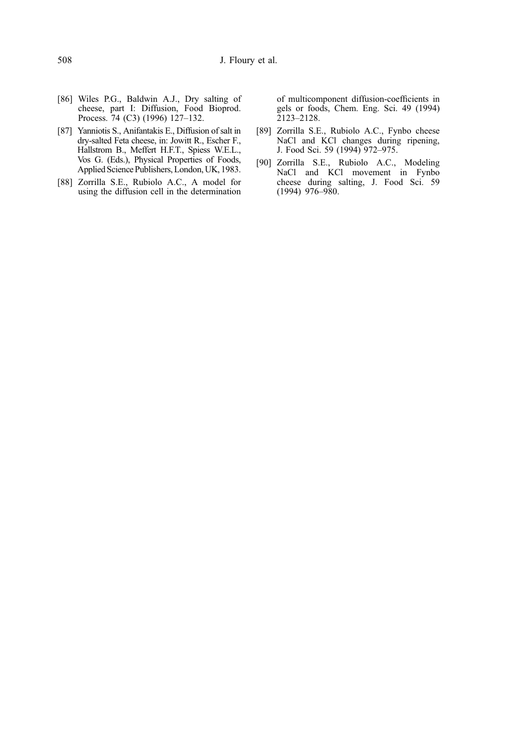[86] Wiles P.G., Baldwin A.J., Dry salting of cheese, part I: Diffusion, Food Bioprod. Process. 74 (C3) (1996) 127–132.

[87] Yanniotis S., Anifantakis E., Diffusion of salt in dry-salted Feta cheese, in: Jowitt R., Escher F., Hallstrom B., Meffert H.F.T., Spiess W.E.L., Vos G. (Eds.), Physical Properties of Foods, Applied Science Publishers, London, UK, 1983.

[88] Zorrilla S.E., Rubiolo A.C., A model for using the diffusion cell in the determination of multicomponent diffusion-coefficients in gels or foods, Chem. Eng. Sci. 49 (1994) 2123–2128.

[89] Zorrilla S.E., Rubiolo A.C., Fynbo cheese NaCl and KCl changes during ripening, J. Food Sci. 59 (1994) 972–975.

[90] Zorrilla S.E., Rubiolo A.C., Modeling NaCl and KCl movement in Fynbo cheese during salting, J. Food Sci. 59 (1994) 976–980.